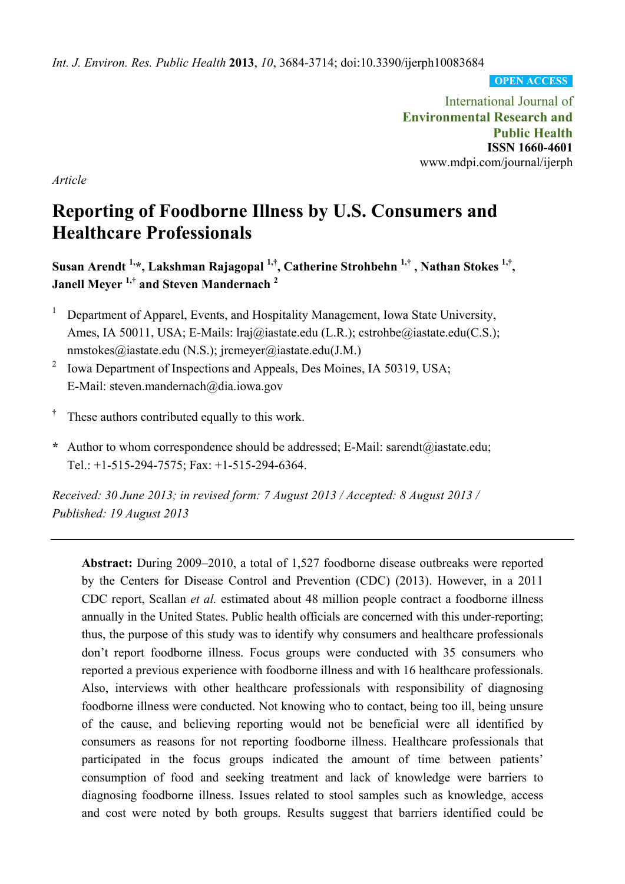*Int. J. Environ. Res. Public Health* **2013**, *10*, 3684-3714; doi:10.3390/ijerph10083684

**OPEN ACCESS**

International Journal of
**Environmental Research and Public Health**
**ISSN 1660-4601**
www.mdpi.com/journal/ijerph

*Article*

# Reporting of Foodborne Illness by U.S. Consumers and Healthcare Professionals

**Susan Arendt [1,*], Lakshman Rajagopal [1,†], Catherine Strohbehn [1,†], Nathan Stokes [1,†], Janell Meyer [1,†] and Steven Mandernach [2]**

[1] Department of Apparel, Events, and Hospitality Management, Iowa State University, Ames, IA 50011, USA; E-Mails: lraj@iastate.edu (L.R.); cstrohbe@iastate.edu(C.S.); nmstokes@iastate.edu (N.S.); jrcmeyer@iastate.edu(J.M.)

[2] Iowa Department of Inspections and Appeals, Des Moines, IA 50319, USA; E-Mail: steven.mandernach@dia.iowa.gov

[†] These authors contributed equally to this work.

[*] Author to whom correspondence should be addressed; E-Mail: sarendt@iastate.edu; Tel.: +1-515-294-7575; Fax: +1-515-294-6364.

*Received: 30 June 2013; in revised form: 7 August 2013 / Accepted: 8 August 2013 / Published: 19 August 2013*

---

**Abstract:** During 2009–2010, a total of 1,527 foodborne disease outbreaks were reported by the Centers for Disease Control and Prevention (CDC) (2013). However, in a 2011 CDC report, Scallan *et al.* estimated about 48 million people contract a foodborne illness annually in the United States. Public health officials are concerned with this under-reporting; thus, the purpose of this study was to identify why consumers and healthcare professionals don't report foodborne illness. Focus groups were conducted with 35 consumers who reported a previous experience with foodborne illness and with 16 healthcare professionals. Also, interviews with other healthcare professionals with responsibility of diagnosing foodborne illness were conducted. Not knowing who to contact, being too ill, being unsure of the cause, and believing reporting would not be beneficial were all identified by consumers as reasons for not reporting foodborne illness. Healthcare professionals that participated in the focus groups indicated the amount of time between patients' consumption of food and seeking treatment and lack of knowledge were barriers to diagnosing foodborne illness. Issues related to stool samples such as knowledge, access and cost were noted by both groups. Results suggest that barriers identified could be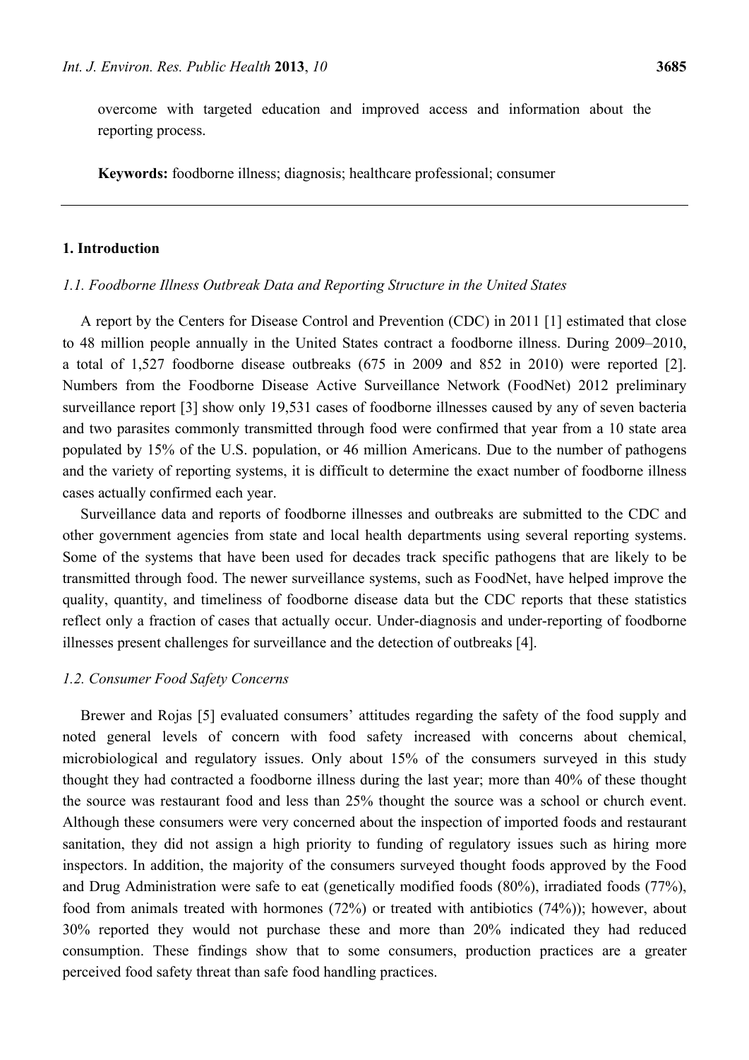overcome with targeted education and improved access and information about the reporting process.

**Keywords:** foodborne illness; diagnosis; healthcare professional; consumer

## 1. Introduction

### *1.1. Foodborne Illness Outbreak Data and Reporting Structure in the United States*

A report by the Centers for Disease Control and Prevention (CDC) in 2011 [1] estimated that close to 48 million people annually in the United States contract a foodborne illness. During 2009–2010, a total of 1,527 foodborne disease outbreaks (675 in 2009 and 852 in 2010) were reported [2]. Numbers from the Foodborne Disease Active Surveillance Network (FoodNet) 2012 preliminary surveillance report [3] show only 19,531 cases of foodborne illnesses caused by any of seven bacteria and two parasites commonly transmitted through food were confirmed that year from a 10 state area populated by 15% of the U.S. population, or 46 million Americans. Due to the number of pathogens and the variety of reporting systems, it is difficult to determine the exact number of foodborne illness cases actually confirmed each year.

Surveillance data and reports of foodborne illnesses and outbreaks are submitted to the CDC and other government agencies from state and local health departments using several reporting systems. Some of the systems that have been used for decades track specific pathogens that are likely to be transmitted through food. The newer surveillance systems, such as FoodNet, have helped improve the quality, quantity, and timeliness of foodborne disease data but the CDC reports that these statistics reflect only a fraction of cases that actually occur. Under-diagnosis and under-reporting of foodborne illnesses present challenges for surveillance and the detection of outbreaks [4].

### *1.2. Consumer Food Safety Concerns*

Brewer and Rojas [5] evaluated consumers' attitudes regarding the safety of the food supply and noted general levels of concern with food safety increased with concerns about chemical, microbiological and regulatory issues. Only about 15% of the consumers surveyed in this study thought they had contracted a foodborne illness during the last year; more than 40% of these thought the source was restaurant food and less than 25% thought the source was a school or church event. Although these consumers were very concerned about the inspection of imported foods and restaurant sanitation, they did not assign a high priority to funding of regulatory issues such as hiring more inspectors. In addition, the majority of the consumers surveyed thought foods approved by the Food and Drug Administration were safe to eat (genetically modified foods (80%), irradiated foods (77%), food from animals treated with hormones (72%) or treated with antibiotics (74%)); however, about 30% reported they would not purchase these and more than 20% indicated they had reduced consumption. These findings show that to some consumers, production practices are a greater perceived food safety threat than safe food handling practices.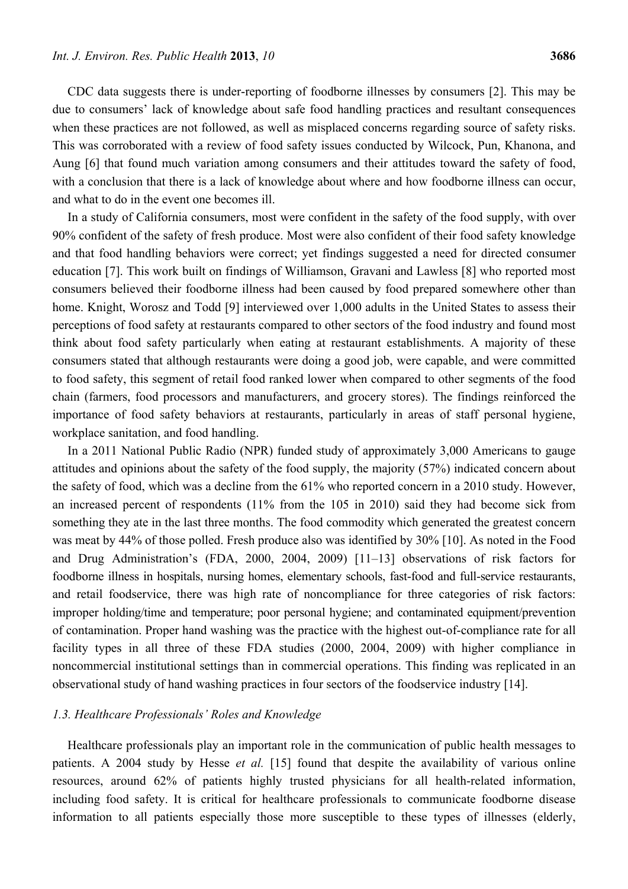CDC data suggests there is under-reporting of foodborne illnesses by consumers [2]. This may be due to consumers' lack of knowledge about safe food handling practices and resultant consequences when these practices are not followed, as well as misplaced concerns regarding source of safety risks. This was corroborated with a review of food safety issues conducted by Wilcock, Pun, Khanona, and Aung [6] that found much variation among consumers and their attitudes toward the safety of food, with a conclusion that there is a lack of knowledge about where and how foodborne illness can occur, and what to do in the event one becomes ill.

In a study of California consumers, most were confident in the safety of the food supply, with over 90% confident of the safety of fresh produce. Most were also confident of their food safety knowledge and that food handling behaviors were correct; yet findings suggested a need for directed consumer education [7]. This work built on findings of Williamson, Gravani and Lawless [8] who reported most consumers believed their foodborne illness had been caused by food prepared somewhere other than home. Knight, Worosz and Todd [9] interviewed over 1,000 adults in the United States to assess their perceptions of food safety at restaurants compared to other sectors of the food industry and found most think about food safety particularly when eating at restaurant establishments. A majority of these consumers stated that although restaurants were doing a good job, were capable, and were committed to food safety, this segment of retail food ranked lower when compared to other segments of the food chain (farmers, food processors and manufacturers, and grocery stores). The findings reinforced the importance of food safety behaviors at restaurants, particularly in areas of staff personal hygiene, workplace sanitation, and food handling.

In a 2011 National Public Radio (NPR) funded study of approximately 3,000 Americans to gauge attitudes and opinions about the safety of the food supply, the majority (57%) indicated concern about the safety of food, which was a decline from the 61% who reported concern in a 2010 study. However, an increased percent of respondents (11% from the 105 in 2010) said they had become sick from something they ate in the last three months. The food commodity which generated the greatest concern was meat by 44% of those polled. Fresh produce also was identified by 30% [10]. As noted in the Food and Drug Administration's (FDA, 2000, 2004, 2009) [11–13] observations of risk factors for foodborne illness in hospitals, nursing homes, elementary schools, fast-food and full-service restaurants, and retail foodservice, there was high rate of noncompliance for three categories of risk factors: improper holding/time and temperature; poor personal hygiene; and contaminated equipment/prevention of contamination. Proper hand washing was the practice with the highest out-of-compliance rate for all facility types in all three of these FDA studies (2000, 2004, 2009) with higher compliance in noncommercial institutional settings than in commercial operations. This finding was replicated in an observational study of hand washing practices in four sectors of the foodservice industry [14].

### *1.3. Healthcare Professionals' Roles and Knowledge*

Healthcare professionals play an important role in the communication of public health messages to patients. A 2004 study by Hesse *et al.* [15] found that despite the availability of various online resources, around 62% of patients highly trusted physicians for all health-related information, including food safety. It is critical for healthcare professionals to communicate foodborne disease information to all patients especially those more susceptible to these types of illnesses (elderly,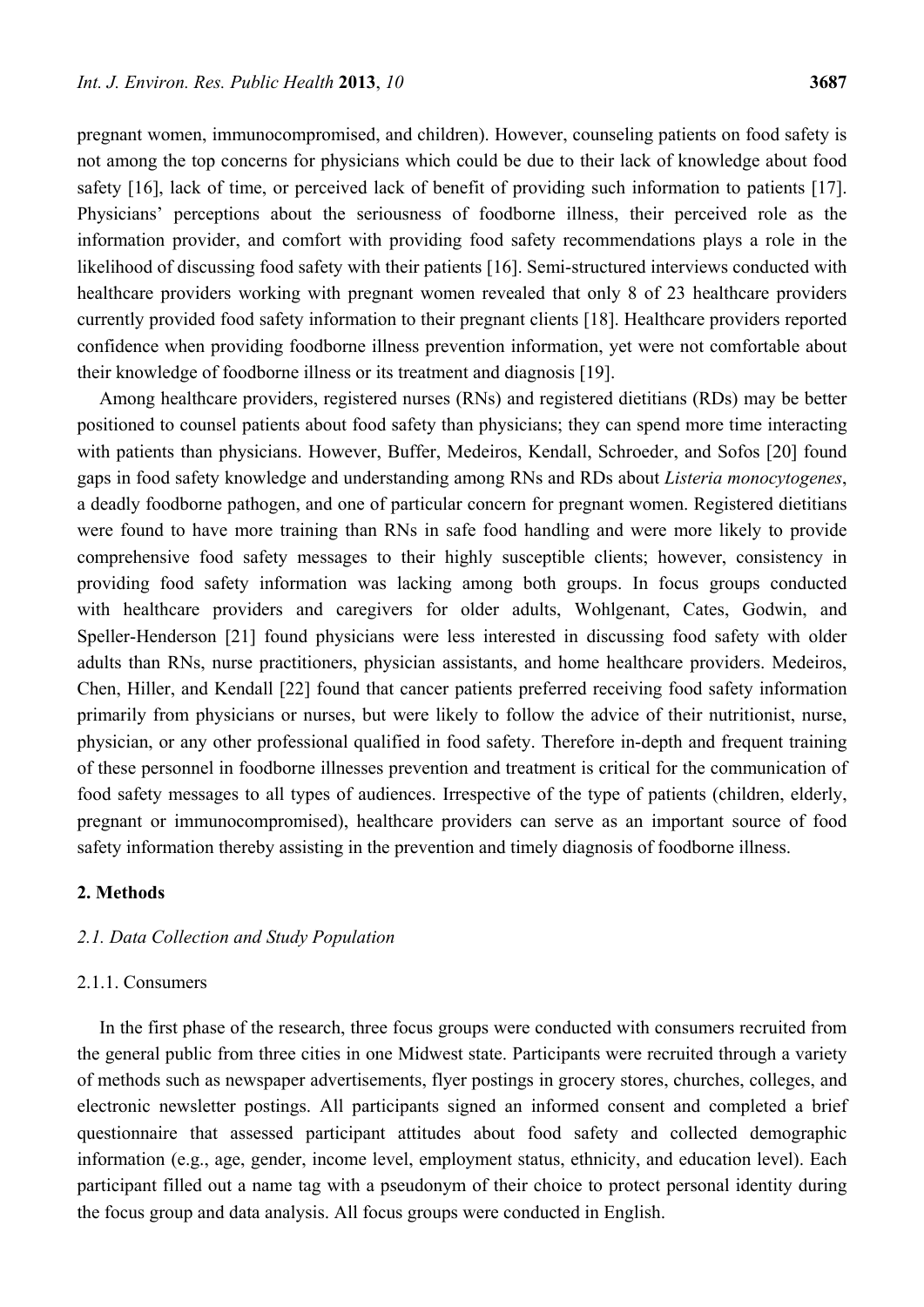pregnant women, immunocompromised, and children). However, counseling patients on food safety is not among the top concerns for physicians which could be due to their lack of knowledge about food safety [16], lack of time, or perceived lack of benefit of providing such information to patients [17]. Physicians' perceptions about the seriousness of foodborne illness, their perceived role as the information provider, and comfort with providing food safety recommendations plays a role in the likelihood of discussing food safety with their patients [16]. Semi-structured interviews conducted with healthcare providers working with pregnant women revealed that only 8 of 23 healthcare providers currently provided food safety information to their pregnant clients [18]. Healthcare providers reported confidence when providing foodborne illness prevention information, yet were not comfortable about their knowledge of foodborne illness or its treatment and diagnosis [19].

Among healthcare providers, registered nurses (RNs) and registered dietitians (RDs) may be better positioned to counsel patients about food safety than physicians; they can spend more time interacting with patients than physicians. However, Buffer, Medeiros, Kendall, Schroeder, and Sofos [20] found gaps in food safety knowledge and understanding among RNs and RDs about *Listeria monocytogenes*, a deadly foodborne pathogen, and one of particular concern for pregnant women. Registered dietitians were found to have more training than RNs in safe food handling and were more likely to provide comprehensive food safety messages to their highly susceptible clients; however, consistency in providing food safety information was lacking among both groups. In focus groups conducted with healthcare providers and caregivers for older adults, Wohlgenant, Cates, Godwin, and Speller-Henderson [21] found physicians were less interested in discussing food safety with older adults than RNs, nurse practitioners, physician assistants, and home healthcare providers. Medeiros, Chen, Hiller, and Kendall [22] found that cancer patients preferred receiving food safety information primarily from physicians or nurses, but were likely to follow the advice of their nutritionist, nurse, physician, or any other professional qualified in food safety. Therefore in-depth and frequent training of these personnel in foodborne illnesses prevention and treatment is critical for the communication of food safety messages to all types of audiences. Irrespective of the type of patients (children, elderly, pregnant or immunocompromised), healthcare providers can serve as an important source of food safety information thereby assisting in the prevention and timely diagnosis of foodborne illness.

## 2. Methods

### *2.1. Data Collection and Study Population*

#### 2.1.1. Consumers

In the first phase of the research, three focus groups were conducted with consumers recruited from the general public from three cities in one Midwest state. Participants were recruited through a variety of methods such as newspaper advertisements, flyer postings in grocery stores, churches, colleges, and electronic newsletter postings. All participants signed an informed consent and completed a brief questionnaire that assessed participant attitudes about food safety and collected demographic information (e.g., age, gender, income level, employment status, ethnicity, and education level). Each participant filled out a name tag with a pseudonym of their choice to protect personal identity during the focus group and data analysis. All focus groups were conducted in English.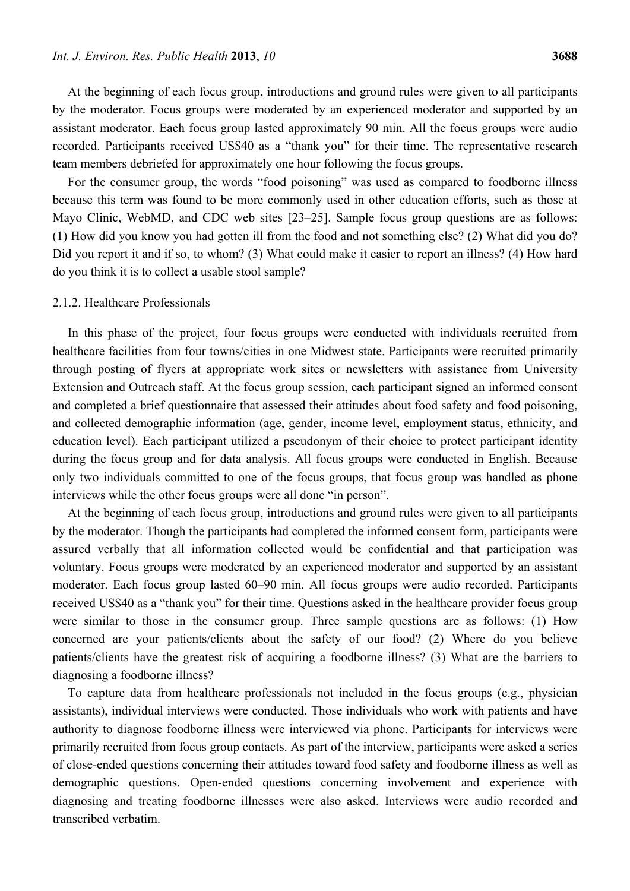At the beginning of each focus group, introductions and ground rules were given to all participants by the moderator. Focus groups were moderated by an experienced moderator and supported by an assistant moderator. Each focus group lasted approximately 90 min. All the focus groups were audio recorded. Participants received US$40 as a "thank you" for their time. The representative research team members debriefed for approximately one hour following the focus groups.

For the consumer group, the words "food poisoning" was used as compared to foodborne illness because this term was found to be more commonly used in other education efforts, such as those at Mayo Clinic, WebMD, and CDC web sites [23–25]. Sample focus group questions are as follows: (1) How did you know you had gotten ill from the food and not something else? (2) What did you do? Did you report it and if so, to whom? (3) What could make it easier to report an illness? (4) How hard do you think it is to collect a usable stool sample?

#### 2.1.2. Healthcare Professionals

In this phase of the project, four focus groups were conducted with individuals recruited from healthcare facilities from four towns/cities in one Midwest state. Participants were recruited primarily through posting of flyers at appropriate work sites or newsletters with assistance from University Extension and Outreach staff. At the focus group session, each participant signed an informed consent and completed a brief questionnaire that assessed their attitudes about food safety and food poisoning, and collected demographic information (age, gender, income level, employment status, ethnicity, and education level). Each participant utilized a pseudonym of their choice to protect participant identity during the focus group and for data analysis. All focus groups were conducted in English. Because only two individuals committed to one of the focus groups, that focus group was handled as phone interviews while the other focus groups were all done "in person".

At the beginning of each focus group, introductions and ground rules were given to all participants by the moderator. Though the participants had completed the informed consent form, participants were assured verbally that all information collected would be confidential and that participation was voluntary. Focus groups were moderated by an experienced moderator and supported by an assistant moderator. Each focus group lasted 60–90 min. All focus groups were audio recorded. Participants received US$40 as a "thank you" for their time. Questions asked in the healthcare provider focus group were similar to those in the consumer group. Three sample questions are as follows: (1) How concerned are your patients/clients about the safety of our food? (2) Where do you believe patients/clients have the greatest risk of acquiring a foodborne illness? (3) What are the barriers to diagnosing a foodborne illness?

To capture data from healthcare professionals not included in the focus groups (e.g., physician assistants), individual interviews were conducted. Those individuals who work with patients and have authority to diagnose foodborne illness were interviewed via phone. Participants for interviews were primarily recruited from focus group contacts. As part of the interview, participants were asked a series of close-ended questions concerning their attitudes toward food safety and foodborne illness as well as demographic questions. Open-ended questions concerning involvement and experience with diagnosing and treating foodborne illnesses were also asked. Interviews were audio recorded and transcribed verbatim.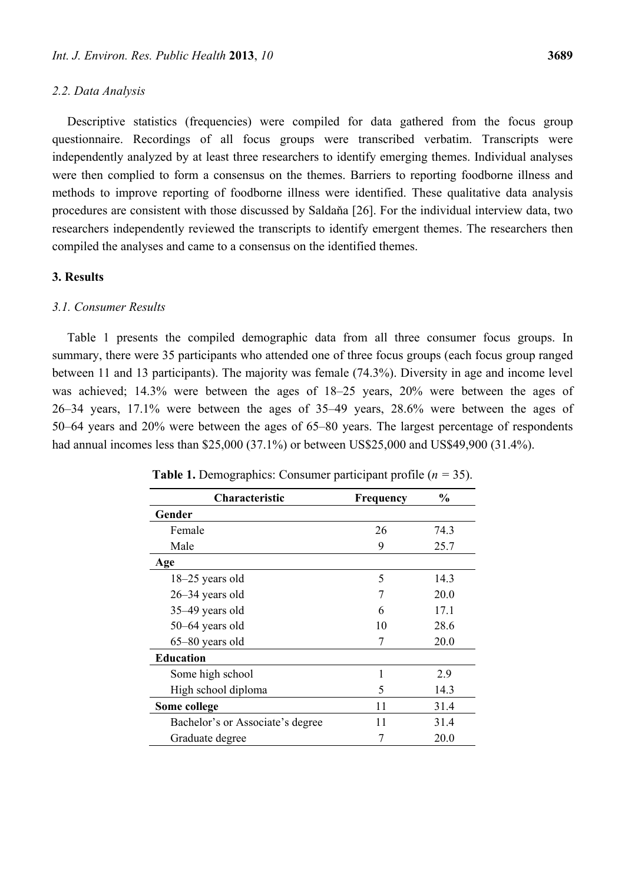*2.2. Data Analysis*

Descriptive statistics (frequencies) were compiled for data gathered from the focus group questionnaire. Recordings of all focus groups were transcribed verbatim. Transcripts were independently analyzed by at least three researchers to identify emerging themes. Individual analyses were then complied to form a consensus on the themes. Barriers to reporting foodborne illness and methods to improve reporting of foodborne illness were identified. These qualitative data analysis procedures are consistent with those discussed by Saldaňa [26]. For the individual interview data, two researchers independently reviewed the transcripts to identify emergent themes. The researchers then compiled the analyses and came to a consensus on the identified themes.

## 3. Results

*3.1. Consumer Results*

Table 1 presents the compiled demographic data from all three consumer focus groups. In summary, there were 35 participants who attended one of three focus groups (each focus group ranged between 11 and 13 participants). The majority was female (74.3%). Diversity in age and income level was achieved; 14.3% were between the ages of 18–25 years, 20% were between the ages of 26–34 years, 17.1% were between the ages of 35–49 years, 28.6% were between the ages of 50–64 years and 20% were between the ages of 65–80 years. The largest percentage of respondents had annual incomes less than \$25,000 (37.1%) or between US\$25,000 and US\$49,900 (31.4%).

**Table 1.** Demographics: Consumer participant profile ($n$ = 35).

| Characteristic | Frequency | % |
|---|---|---|
| **Gender** | | |
| Female | 26 | 74.3 |
| Male | 9 | 25.7 |
| **Age** | | |
| 18–25 years old | 5 | 14.3 |
| 26–34 years old | 7 | 20.0 |
| 35–49 years old | 6 | 17.1 |
| 50–64 years old | 10 | 28.6 |
| 65–80 years old | 7 | 20.0 |
| **Education** | | |
| Some high school | 1 | 2.9 |
| High school diploma | 5 | 14.3 |
| **Some college** | 11 | 31.4 |
| Bachelor's or Associate's degree | 11 | 31.4 |
| Graduate degree | 7 | 20.0 |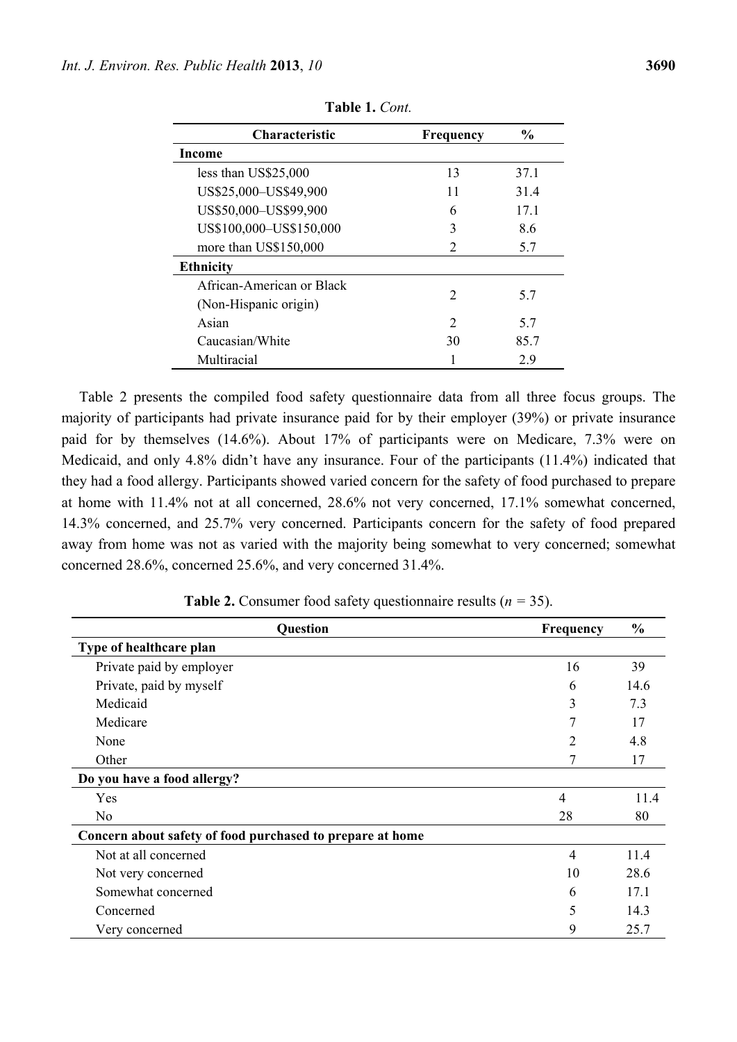**Table 1.** *Cont.*

| Characteristic | Frequency | % |
|---|---|---|
| **Income** | | |
| less than US$25,000 | 13 | 37.1 |
| US$25,000–US$49,900 | 11 | 31.4 |
| US$50,000–US$99,900 | 6 | 17.1 |
| US$100,000–US$150,000 | 3 | 8.6 |
| more than US$150,000 | 2 | 5.7 |
| **Ethnicity** | | |
| African-American or Black (Non-Hispanic origin) | 2 | 5.7 |
| Asian | 2 | 5.7 |
| Caucasian/White | 30 | 85.7 |
| Multiracial | 1 | 2.9 |

Table 2 presents the compiled food safety questionnaire data from all three focus groups. The majority of participants had private insurance paid for by their employer (39%) or private insurance paid for by themselves (14.6%). About 17% of participants were on Medicare, 7.3% were on Medicaid, and only 4.8% didn't have any insurance. Four of the participants (11.4%) indicated that they had a food allergy. Participants showed varied concern for the safety of food purchased to prepare at home with 11.4% not at all concerned, 28.6% not very concerned, 17.1% somewhat concerned, 14.3% concerned, and 25.7% very concerned. Participants concern for the safety of food prepared away from home was not as varied with the majority being somewhat to very concerned; somewhat concerned 28.6%, concerned 25.6%, and very concerned 31.4%.

**Table 2.** Consumer food safety questionnaire results (*n* = 35).

| Question | Frequency | % |
|---|---|---|
| **Type of healthcare plan** | | |
| Private paid by employer | 16 | 39 |
| Private, paid by myself | 6 | 14.6 |
| Medicaid | 3 | 7.3 |
| Medicare | 7 | 17 |
| None | 2 | 4.8 |
| Other | 7 | 17 |
| **Do you have a food allergy?** | | |
| Yes | 4 | 11.4 |
| No | 28 | 80 |
| **Concern about safety of food purchased to prepare at home** | | |
| Not at all concerned | 4 | 11.4 |
| Not very concerned | 10 | 28.6 |
| Somewhat concerned | 6 | 17.1 |
| Concerned | 5 | 14.3 |
| Very concerned | 9 | 25.7 |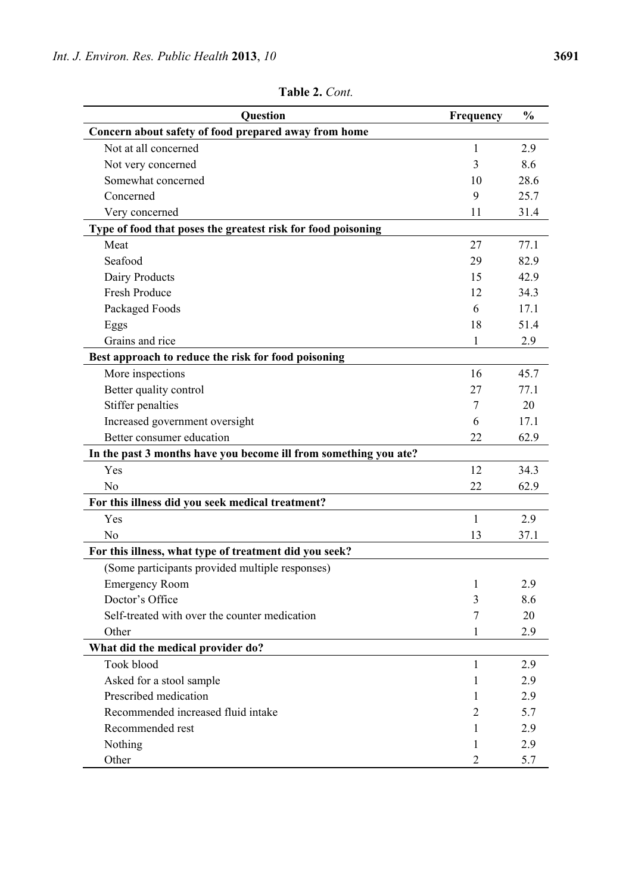**Table 2.** *Cont.*

| Question | Frequency | % |
|---|---|---|
| **Concern about safety of food prepared away from home** | | |
| Not at all concerned | 1 | 2.9 |
| Not very concerned | 3 | 8.6 |
| Somewhat concerned | 10 | 28.6 |
| Concerned | 9 | 25.7 |
| Very concerned | 11 | 31.4 |
| **Type of food that poses the greatest risk for food poisoning** | | |
| Meat | 27 | 77.1 |
| Seafood | 29 | 82.9 |
| Dairy Products | 15 | 42.9 |
| Fresh Produce | 12 | 34.3 |
| Packaged Foods | 6 | 17.1 |
| Eggs | 18 | 51.4 |
| Grains and rice | 1 | 2.9 |
| **Best approach to reduce the risk for food poisoning** | | |
| More inspections | 16 | 45.7 |
| Better quality control | 27 | 77.1 |
| Stiffer penalties | 7 | 20 |
| Increased government oversight | 6 | 17.1 |
| Better consumer education | 22 | 62.9 |
| **In the past 3 months have you become ill from something you ate?** | | |
| Yes | 12 | 34.3 |
| No | 22 | 62.9 |
| **For this illness did you seek medical treatment?** | | |
| Yes | 1 | 2.9 |
| No | 13 | 37.1 |
| **For this illness, what type of treatment did you seek?** | | |
| (Some participants provided multiple responses) | | |
| Emergency Room | 1 | 2.9 |
| Doctor's Office | 3 | 8.6 |
| Self-treated with over the counter medication | 7 | 20 |
| Other | 1 | 2.9 |
| **What did the medical provider do?** | | |
| Took blood | 1 | 2.9 |
| Asked for a stool sample | 1 | 2.9 |
| Prescribed medication | 1 | 2.9 |
| Recommended increased fluid intake | 2 | 5.7 |
| Recommended rest | 1 | 2.9 |
| Nothing | 1 | 2.9 |
| Other | 2 | 5.7 |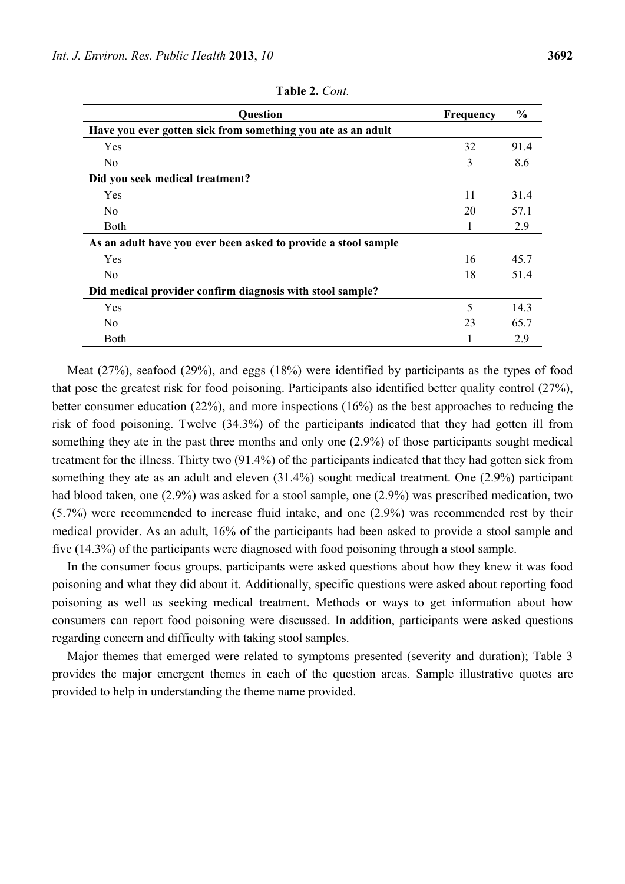**Table 2.** *Cont.*

| Question | Frequency | % |
|---|---|---|
| **Have you ever gotten sick from something you ate as an adult** | | |
| Yes | 32 | 91.4 |
| No | 3 | 8.6 |
| **Did you seek medical treatment?** | | |
| Yes | 11 | 31.4 |
| No | 20 | 57.1 |
| Both | 1 | 2.9 |
| **As an adult have you ever been asked to provide a stool sample** | | |
| Yes | 16 | 45.7 |
| No | 18 | 51.4 |
| **Did medical provider confirm diagnosis with stool sample?** | | |
| Yes | 5 | 14.3 |
| No | 23 | 65.7 |
| Both | 1 | 2.9 |

Meat (27%), seafood (29%), and eggs (18%) were identified by participants as the types of food that pose the greatest risk for food poisoning. Participants also identified better quality control (27%), better consumer education (22%), and more inspections (16%) as the best approaches to reducing the risk of food poisoning. Twelve (34.3%) of the participants indicated that they had gotten ill from something they ate in the past three months and only one (2.9%) of those participants sought medical treatment for the illness. Thirty two (91.4%) of the participants indicated that they had gotten sick from something they ate as an adult and eleven (31.4%) sought medical treatment. One (2.9%) participant had blood taken, one (2.9%) was asked for a stool sample, one (2.9%) was prescribed medication, two (5.7%) were recommended to increase fluid intake, and one (2.9%) was recommended rest by their medical provider. As an adult, 16% of the participants had been asked to provide a stool sample and five (14.3%) of the participants were diagnosed with food poisoning through a stool sample.

In the consumer focus groups, participants were asked questions about how they knew it was food poisoning and what they did about it. Additionally, specific questions were asked about reporting food poisoning as well as seeking medical treatment. Methods or ways to get information about how consumers can report food poisoning were discussed. In addition, participants were asked questions regarding concern and difficulty with taking stool samples.

Major themes that emerged were related to symptoms presented (severity and duration); Table 3 provides the major emergent themes in each of the question areas. Sample illustrative quotes are provided to help in understanding the theme name provided.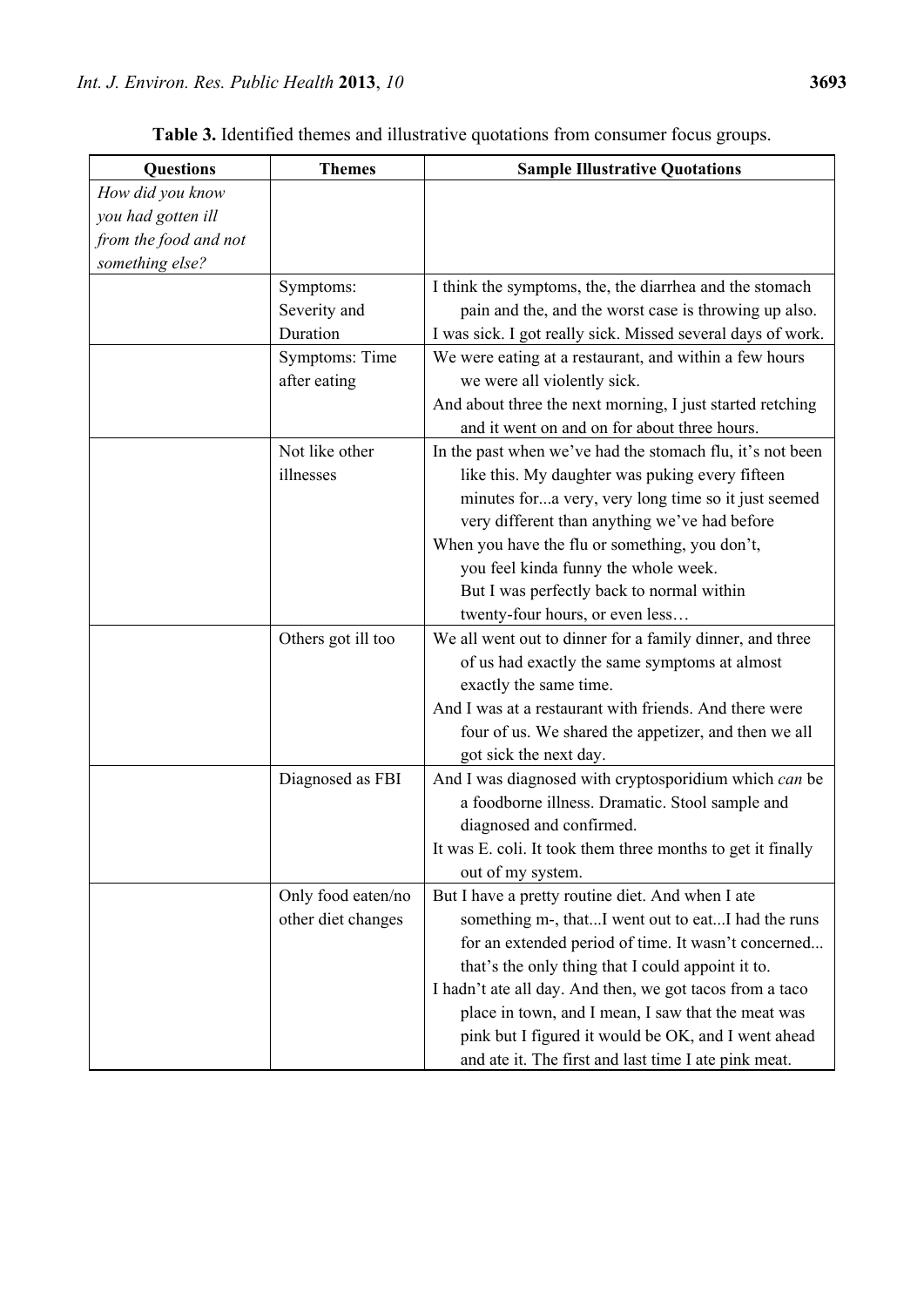**Table 3.** Identified themes and illustrative quotations from consumer focus groups.

| Questions | Themes | Sample Illustrative Quotations |
|---|---|---|
| *How did you know you had gotten ill from the food and not something else?* | | |
| | Symptoms: Severity and Duration | I think the symptoms, the, the diarrhea and the stomach pain and the, and the worst case is throwing up also.<br>I was sick. I got really sick. Missed several days of work. |
| | Symptoms: Time after eating | We were eating at a restaurant, and within a few hours we were all violently sick.<br>And about three the next morning, I just started retching and it went on and on for about three hours. |
| | Not like other illnesses | In the past when we've had the stomach flu, it's not been like this. My daughter was puking every fifteen minutes for...a very, very long time so it just seemed very different than anything we've had before<br>When you have the flu or something, you don't, you feel kinda funny the whole week. But I was perfectly back to normal within twenty-four hours, or even less… |
| | Others got ill too | We all went out to dinner for a family dinner, and three of us had exactly the same symptoms at almost exactly the same time.<br>And I was at a restaurant with friends. And there were four of us. We shared the appetizer, and then we all got sick the next day. |
| | Diagnosed as FBI | And I was diagnosed with cryptosporidium which *can* be a foodborne illness. Dramatic. Stool sample and diagnosed and confirmed.<br>It was E. coli. It took them three months to get it finally out of my system. |
| | Only food eaten/no other diet changes | But I have a pretty routine diet. And when I ate something m-, that...I went out to eat...I had the runs for an extended period of time. It wasn't concerned... that's the only thing that I could appoint it to.<br>I hadn't ate all day. And then, we got tacos from a taco place in town, and I mean, I saw that the meat was pink but I figured it would be OK, and I went ahead and ate it. The first and last time I ate pink meat. |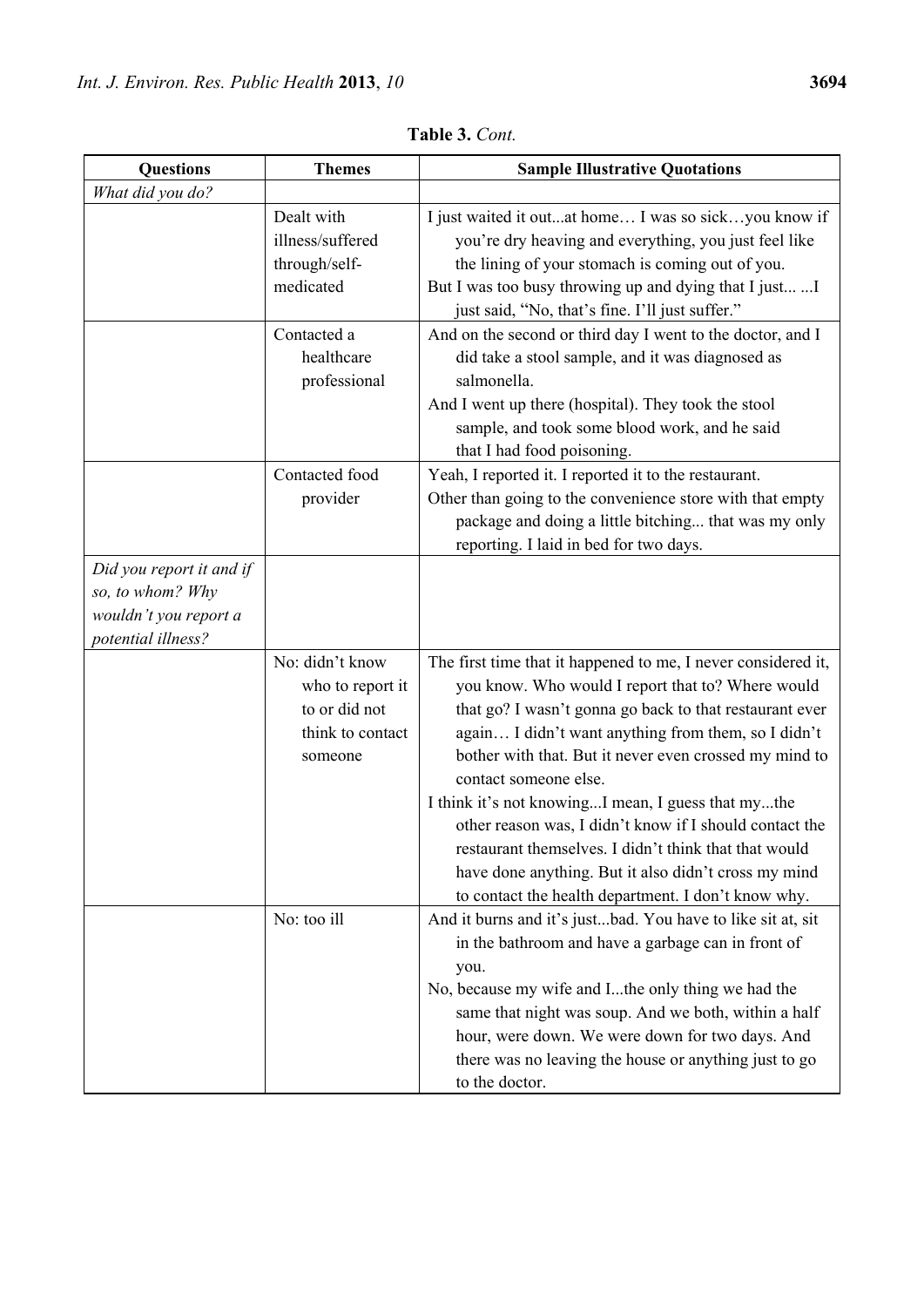**Table 3.** *Cont.*

| Questions | Themes | Sample Illustrative Quotations |
| --- | --- | --- |
| *What did you do?* | | |
| | Dealt with illness/suffered through/self-medicated | I just waited it out...at home… I was so sick…you know if you're dry heaving and everything, you just feel like the lining of your stomach is coming out of you.<br>But I was too busy throwing up and dying that I just... ...I just said, "No, that's fine. I'll just suffer." |
| | Contacted a healthcare professional | And on the second or third day I went to the doctor, and I did take a stool sample, and it was diagnosed as salmonella.<br>And I went up there (hospital). They took the stool sample, and took some blood work, and he said that I had food poisoning. |
| | Contacted food provider | Yeah, I reported it. I reported it to the restaurant.<br>Other than going to the convenience store with that empty package and doing a little bitching... that was my only reporting. I laid in bed for two days. |
| *Did you report it and if so, to whom? Why wouldn't you report a potential illness?* | | |
| | No: didn't know who to report it to or did not think to contact someone | The first time that it happened to me, I never considered it, you know. Who would I report that to? Where would that go? I wasn't gonna go back to that restaurant ever again… I didn't want anything from them, so I didn't bother with that. But it never even crossed my mind to contact someone else.<br>I think it's not knowing...I mean, I guess that my...the other reason was, I didn't know if I should contact the restaurant themselves. I didn't think that that would have done anything. But it also didn't cross my mind to contact the health department. I don't know why. |
| | No: too ill | And it burns and it's just...bad. You have to like sit at, sit in the bathroom and have a garbage can in front of you.<br>No, because my wife and I...the only thing we had the same that night was soup. And we both, within a half hour, were down. We were down for two days. And there was no leaving the house or anything just to go to the doctor. |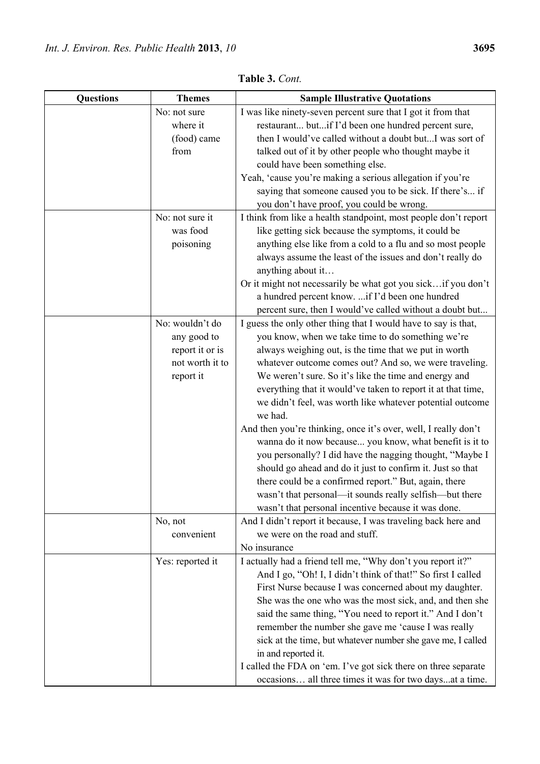**Table 3.** *Cont.*

| Questions | Themes | Sample Illustrative Quotations |
| --- | --- | --- |
| | No: not sure where it (food) came from | I was like ninety-seven percent sure that I got it from that restaurant... but...if I'd been one hundred percent sure, then I would've called without a doubt but...I was sort of talked out of it by other people who thought maybe it could have been something else.<br>Yeah, 'cause you're making a serious allegation if you're saying that someone caused you to be sick. If there's... if you don't have proof, you could be wrong. |
| | No: not sure it was food poisoning | I think from like a health standpoint, most people don't report like getting sick because the symptoms, it could be anything else like from a cold to a flu and so most people always assume the least of the issues and don't really do anything about it…<br>Or it might not necessarily be what got you sick…if you don't a hundred percent know. ...if I'd been one hundred percent sure, then I would've called without a doubt but... |
| | No: wouldn't do any good to report it or is not worth it to report it | I guess the only other thing that I would have to say is that, you know, when we take time to do something we're always weighing out, is the time that we put in worth whatever outcome comes out? And so, we were traveling. We weren't sure. So it's like the time and energy and everything that it would've taken to report it at that time, we didn't feel, was worth like whatever potential outcome we had.<br>And then you're thinking, once it's over, well, I really don't wanna do it now because... you know, what benefit is it to you personally? I did have the nagging thought, "Maybe I should go ahead and do it just to confirm it. Just so that there could be a confirmed report." But, again, there wasn't that personal—it sounds really selfish—but there wasn't that personal incentive because it was done. |
| | No, not convenient | And I didn't report it because, I was traveling back here and we were on the road and stuff.<br>No insurance |
| | Yes: reported it | I actually had a friend tell me, "Why don't you report it?" And I go, "Oh! I, I didn't think of that!" So first I called First Nurse because I was concerned about my daughter. She was the one who was the most sick, and, and then she said the same thing, "You need to report it." And I don't remember the number she gave me 'cause I was really sick at the time, but whatever number she gave me, I called in and reported it.<br>I called the FDA on 'em. I've got sick there on three separate occasions… all three times it was for two days...at a time. |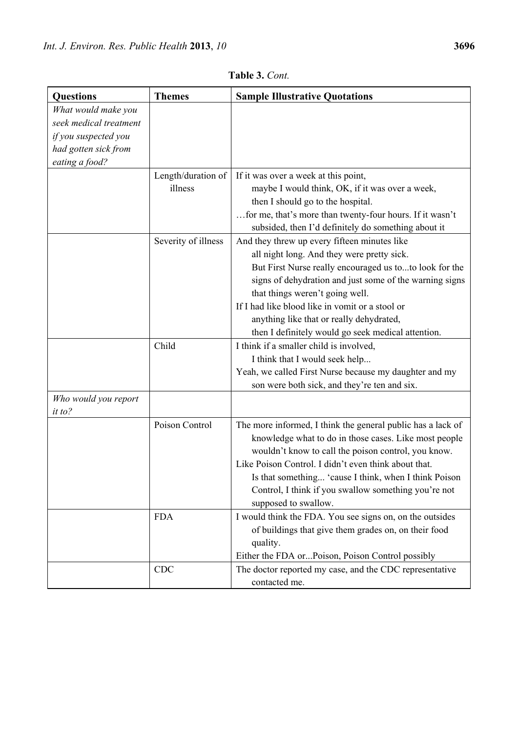**Table 3.** *Cont.*

| Questions | Themes | Sample Illustrative Quotations |
|---|---|---|
| *What would make you seek medical treatment if you suspected you had gotten sick from eating a food?* | | |
| | Length/duration of illness | If it was over a week at this point, maybe I would think, OK, if it was over a week, then I should go to the hospital. <br> …for me, that's more than twenty-four hours. If it wasn't subsided, then I'd definitely do something about it |
| | Severity of illness | And they threw up every fifteen minutes like all night long. And they were pretty sick. But First Nurse really encouraged us to...to look for the signs of dehydration and just some of the warning signs that things weren't going well. <br> If I had like blood like in vomit or a stool or anything like that or really dehydrated, then I definitely would go seek medical attention. |
| | Child | I think if a smaller child is involved, I think that I would seek help... <br> Yeah, we called First Nurse because my daughter and my son were both sick, and they're ten and six. |
| *Who would you report it to?* | | |
| | Poison Control | The more informed, I think the general public has a lack of knowledge what to do in those cases. Like most people wouldn't know to call the poison control, you know. <br> Like Poison Control. I didn't even think about that. Is that something... 'cause I think, when I think Poison Control, I think if you swallow something you're not supposed to swallow. |
| | FDA | I would think the FDA. You see signs on, on the outsides of buildings that give them grades on, on their food quality. <br> Either the FDA or...Poison, Poison Control possibly |
| | CDC | The doctor reported my case, and the CDC representative contacted me. |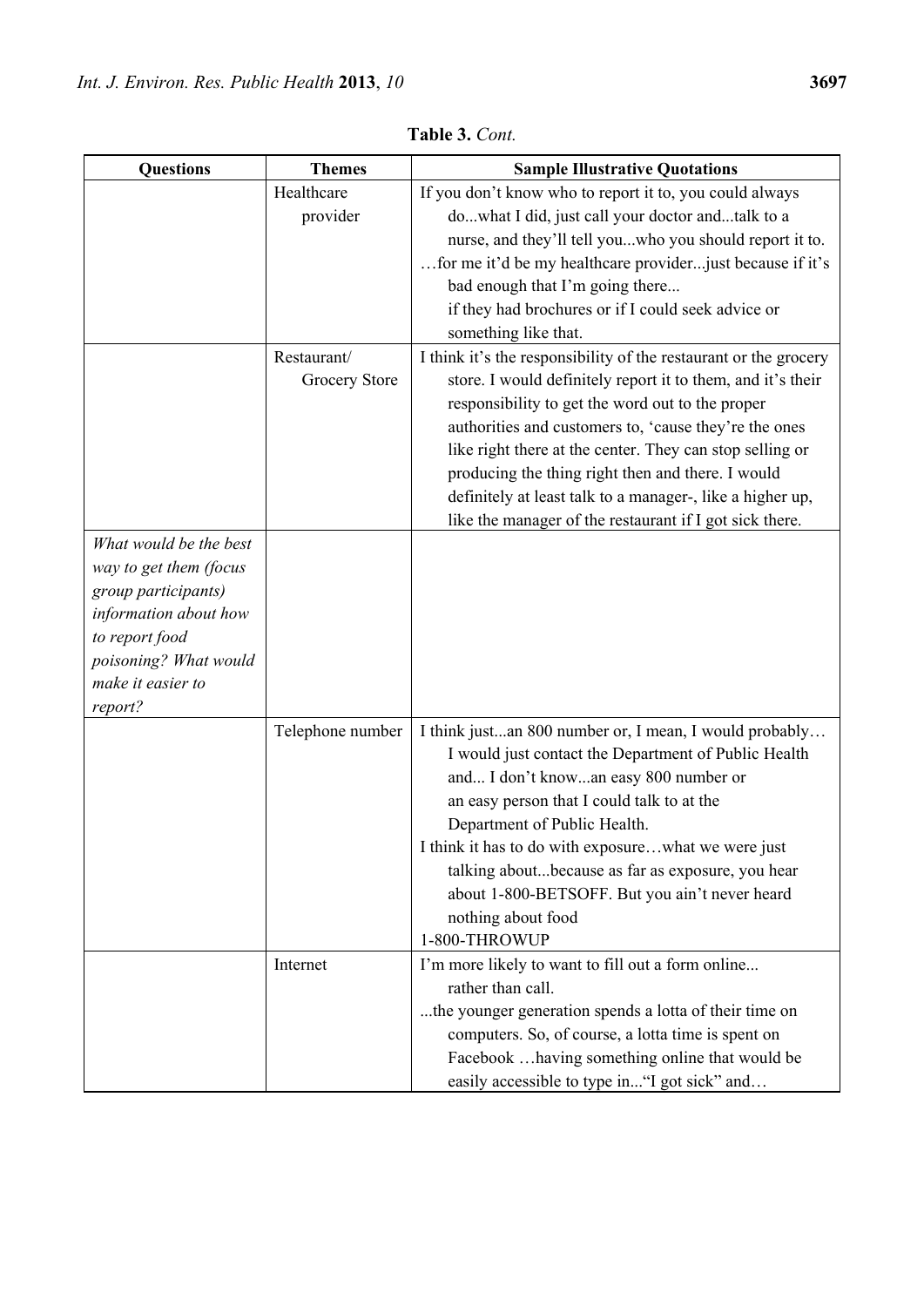**Table 3.** *Cont.*

| Questions | Themes | Sample Illustrative Quotations |
| --- | --- | --- |
| | Healthcare provider | If you don't know who to report it to, you could always do...what I did, just call your doctor and...talk to a nurse, and they'll tell you...who you should report it to.<br>…for me it'd be my healthcare provider...just because if it's bad enough that I'm going there... if they had brochures or if I could seek advice or something like that. |
| | Restaurant/ Grocery Store | I think it's the responsibility of the restaurant or the grocery store. I would definitely report it to them, and it's their responsibility to get the word out to the proper authorities and customers to, 'cause they're the ones like right there at the center. They can stop selling or producing the thing right then and there. I would definitely at least talk to a manager-, like a higher up, like the manager of the restaurant if I got sick there. |
| *What would be the best way to get them (focus group participants) information about how to report food poisoning? What would make it easier to report?* | | |
| | Telephone number | I think just...an 800 number or, I mean, I would probably… I would just contact the Department of Public Health and... I don't know...an easy 800 number or an easy person that I could talk to at the Department of Public Health.<br>I think it has to do with exposure…what we were just talking about...because as far as exposure, you hear about 1-800-BETSOFF. But you ain't never heard nothing about food<br>1-800-THROWUP |
| | Internet | I'm more likely to want to fill out a form online... rather than call.<br>...the younger generation spends a lotta of their time on computers. So, of course, a lotta time is spent on Facebook …having something online that would be easily accessible to type in..."I got sick" and… |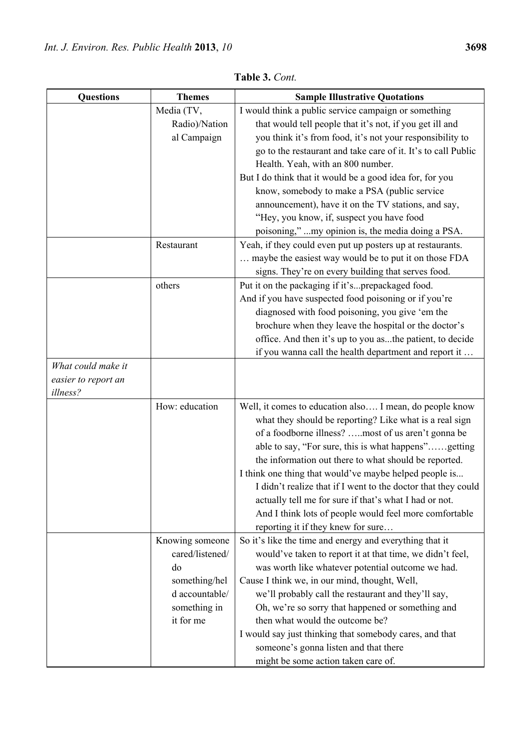**Table 3.** *Cont.*

| Questions | Themes | Sample Illustrative Quotations |
|---|---|---|
| | Media (TV, Radio)/National Campaign | I would think a public service campaign or something that would tell people that it's not, if you get ill and you think it's from food, it's not your responsibility to go to the restaurant and take care of it. It's to call Public Health. Yeah, with an 800 number.<br>But I do think that it would be a good idea for, for you know, somebody to make a PSA (public service announcement), have it on the TV stations, and say, "Hey, you know, if, suspect you have food poisoning," ...my opinion is, the media doing a PSA. |
| | Restaurant | Yeah, if they could even put up posters up at restaurants.<br>… maybe the easiest way would be to put it on those FDA signs. They're on every building that serves food. |
| | others | Put it on the packaging if it's...prepackaged food.<br>And if you have suspected food poisoning or if you're diagnosed with food poisoning, you give 'em the brochure when they leave the hospital or the doctor's office. And then it's up to you as...the patient, to decide if you wanna call the health department and report it … |
| *What could make it easier to report an illness?* | | |
| | How: education | Well, it comes to education also…. I mean, do people know what they should be reporting? Like what is a real sign of a foodborne illness? …..most of us aren't gonna be able to say, "For sure, this is what happens"……getting the information out there to what should be reported.<br>I think one thing that would've maybe helped people is... I didn't realize that if I went to the doctor that they could actually tell me for sure if that's what I had or not. And I think lots of people would feel more comfortable reporting it if they knew for sure… |
| | Knowing someone cared/listened/do something/held accountable/something in it for me | So it's like the time and energy and everything that it would've taken to report it at that time, we didn't feel, was worth like whatever potential outcome we had.<br>Cause I think we, in our mind, thought, Well, we'll probably call the restaurant and they'll say, Oh, we're so sorry that happened or something and then what would the outcome be?<br>I would say just thinking that somebody cares, and that someone's gonna listen and that there might be some action taken care of. |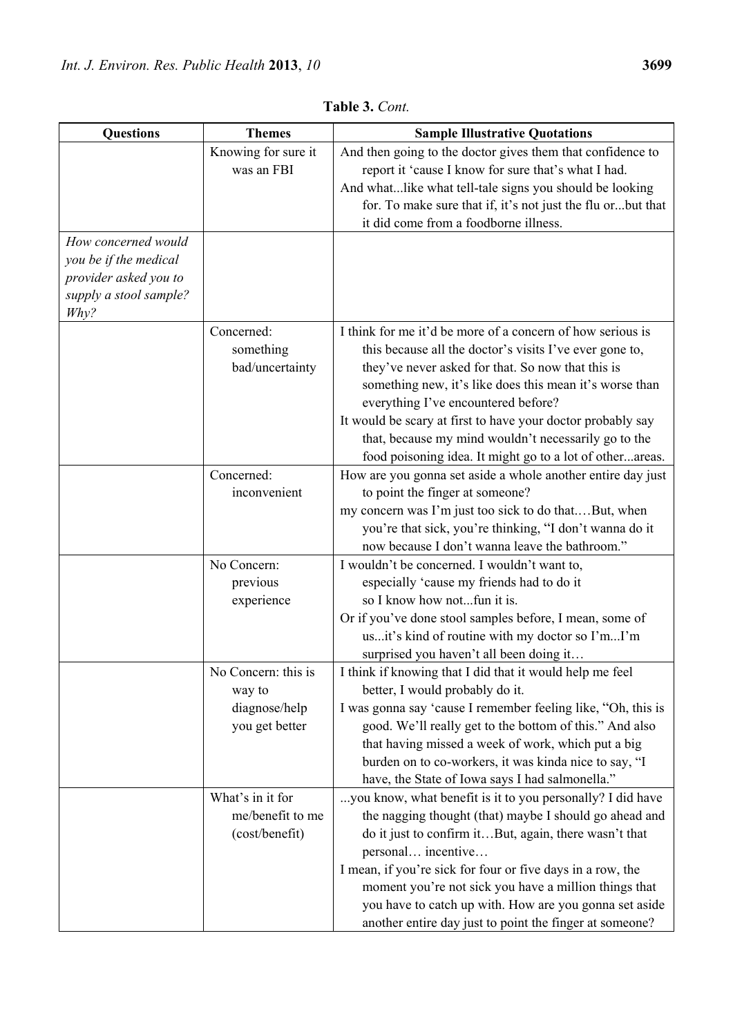**Table 3.** *Cont.*

| Questions | Themes | Sample Illustrative Quotations |
|---|---|---|
| | Knowing for sure it was an FBI | And then going to the doctor gives them that confidence to report it 'cause I know for sure that's what I had.<br>And what...like what tell-tale signs you should be looking for. To make sure that if, it's not just the flu or...but that it did come from a foodborne illness. |
| *How concerned would you be if the medical provider asked you to supply a stool sample? Why?* | | |
| | Concerned: something bad/uncertainty | I think for me it'd be more of a concern of how serious is this because all the doctor's visits I've ever gone to, they've never asked for that. So now that this is something new, it's like does this mean it's worse than everything I've encountered before?<br>It would be scary at first to have your doctor probably say that, because my mind wouldn't necessarily go to the food poisoning idea. It might go to a lot of other...areas. |
| | Concerned: inconvenient | How are you gonna set aside a whole another entire day just to point the finger at someone?<br>my concern was I'm just too sick to do that.…But, when you're that sick, you're thinking, "I don't wanna do it now because I don't wanna leave the bathroom." |
| | No Concern: previous experience | I wouldn't be concerned. I wouldn't want to, especially 'cause my friends had to do it so I know how not...fun it is.<br>Or if you've done stool samples before, I mean, some of us...it's kind of routine with my doctor so I'm...I'm surprised you haven't all been doing it… |
| | No Concern: this is way to diagnose/help you get better | I think if knowing that I did that it would help me feel better, I would probably do it.<br>I was gonna say 'cause I remember feeling like, "Oh, this is good. We'll really get to the bottom of this." And also that having missed a week of work, which put a big burden on to co-workers, it was kinda nice to say, "I have, the State of Iowa says I had salmonella." |
| | What's in it for me/benefit to me (cost/benefit) | ...you know, what benefit is it to you personally? I did have the nagging thought (that) maybe I should go ahead and do it just to confirm it…But, again, there wasn't that personal… incentive…<br>I mean, if you're sick for four or five days in a row, the moment you're not sick you have a million things that you have to catch up with. How are you gonna set aside another entire day just to point the finger at someone? |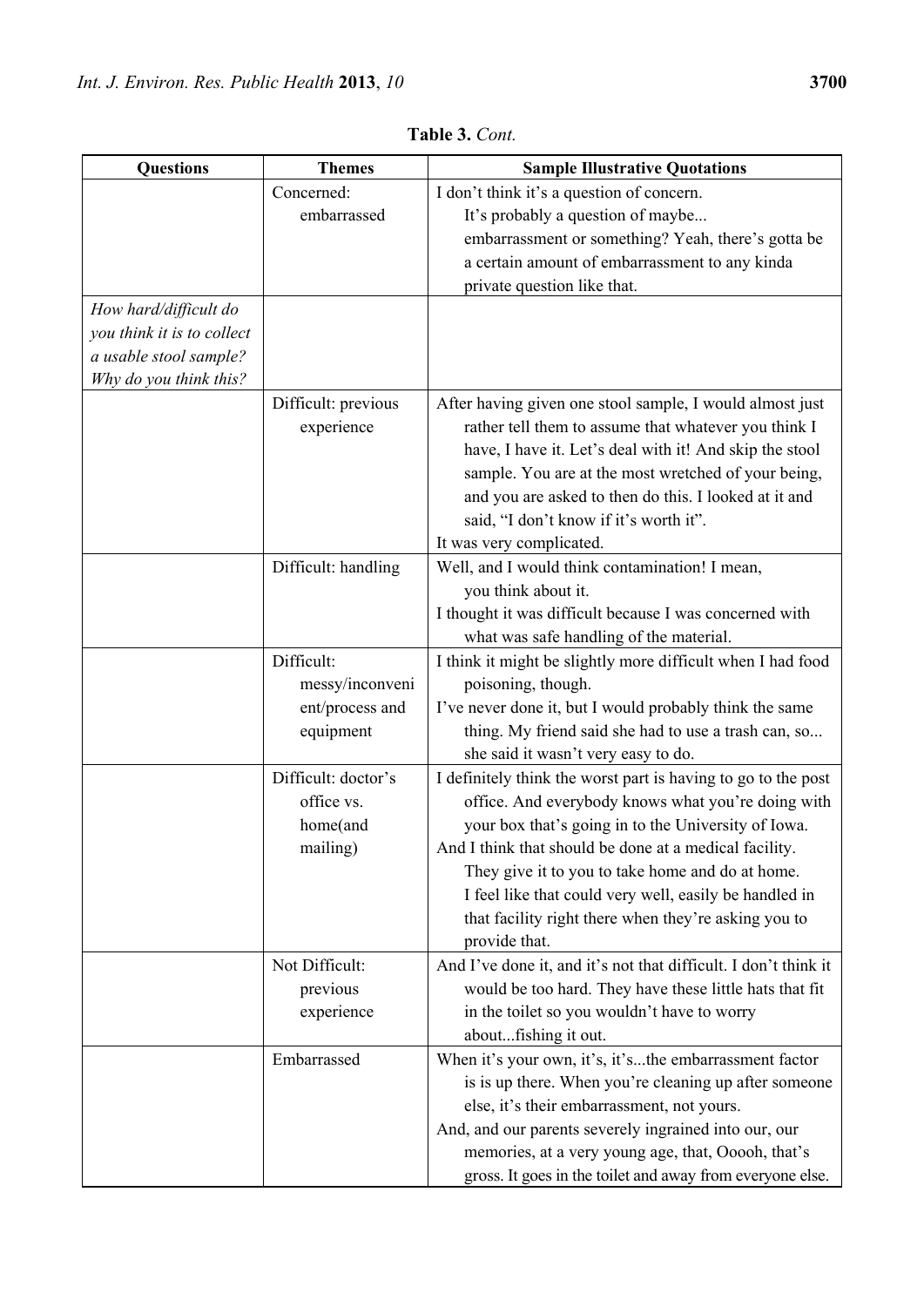**Table 3.** *Cont.*

| Questions | Themes | Sample Illustrative Quotations |
| --- | --- | --- |
| | Concerned: embarrassed | I don't think it's a question of concern. It's probably a question of maybe... embarrassment or something? Yeah, there's gotta be a certain amount of embarrassment to any kinda private question like that. |
| *How hard/difficult do you think it is to collect a usable stool sample? Why do you think this?* | | |
| | Difficult: previous experience | After having given one stool sample, I would almost just rather tell them to assume that whatever you think I have, I have it. Let's deal with it! And skip the stool sample. You are at the most wretched of your being, and you are asked to then do this. I looked at it and said, "I don't know if it's worth it". It was very complicated. |
| | Difficult: handling | Well, and I would think contamination! I mean, you think about it. I thought it was difficult because I was concerned with what was safe handling of the material. |
| | Difficult: messy/inconvenient/process and equipment | I think it might be slightly more difficult when I had food poisoning, though. I've never done it, but I would probably think the same thing. My friend said she had to use a trash can, so... she said it wasn't very easy to do. |
| | Difficult: doctor's office vs. home(and mailing) | I definitely think the worst part is having to go to the post office. And everybody knows what you're doing with your box that's going in to the University of Iowa. And I think that should be done at a medical facility. They give it to you to take home and do at home. I feel like that could very well, easily be handled in that facility right there when they're asking you to provide that. |
| | Not Difficult: previous experience | And I've done it, and it's not that difficult. I don't think it would be too hard. They have these little hats that fit in the toilet so you wouldn't have to worry about...fishing it out. |
| | Embarrassed | When it's your own, it's, it's...the embarrassment factor is is up there. When you're cleaning up after someone else, it's their embarrassment, not yours. And, and our parents severely ingrained into our, our memories, at a very young age, that, Ooooh, that's gross. It goes in the toilet and away from everyone else. |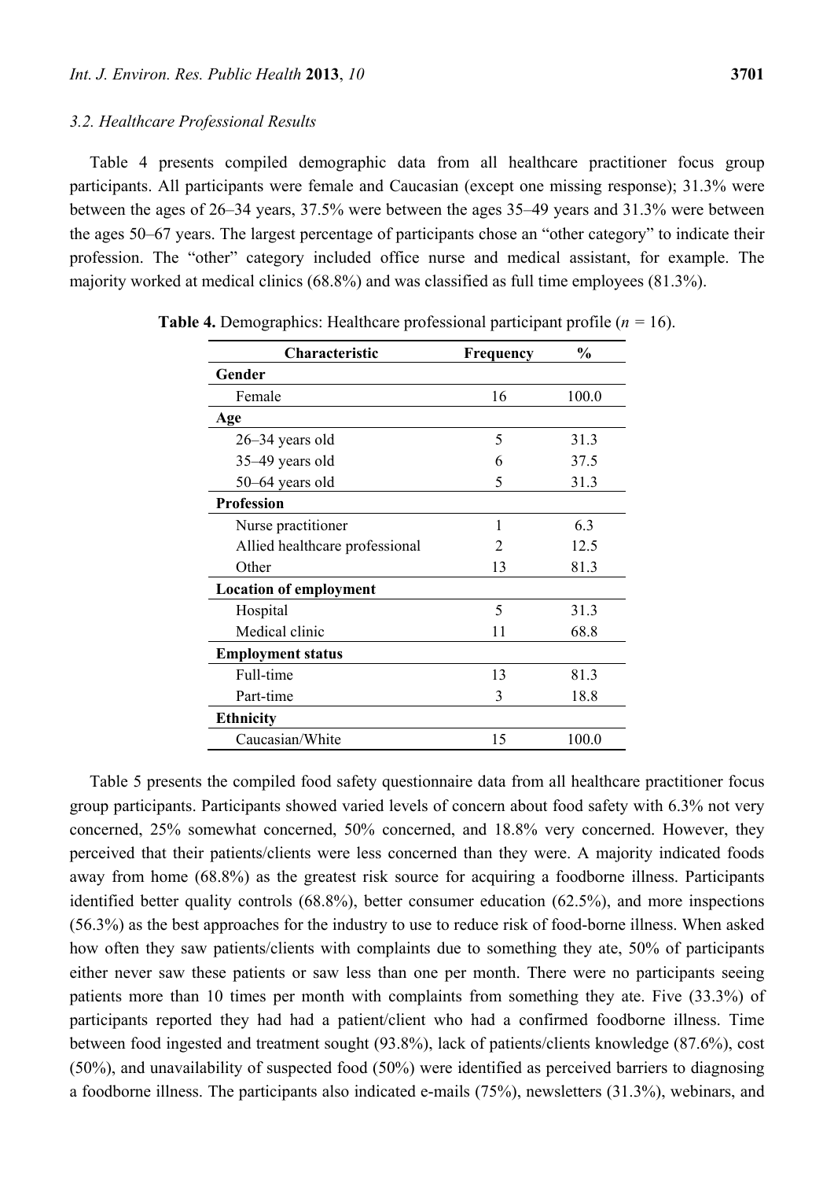### 3.2. Healthcare Professional Results

Table 4 presents compiled demographic data from all healthcare practitioner focus group participants. All participants were female and Caucasian (except one missing response); 31.3% were between the ages of 26–34 years, 37.5% were between the ages 35–49 years and 31.3% were between the ages 50–67 years. The largest percentage of participants chose an "other category" to indicate their profession. The "other" category included office nurse and medical assistant, for example. The majority worked at medical clinics (68.8%) and was classified as full time employees (81.3%).

**Table 4.** Demographics: Healthcare professional participant profile ($n$ = 16).

| Characteristic | Frequency | % |
|---|---|---|
| **Gender** | | |
| Female | 16 | 100.0 |
| **Age** | | |
| 26–34 years old | 5 | 31.3 |
| 35–49 years old | 6 | 37.5 |
| 50–64 years old | 5 | 31.3 |
| **Profession** | | |
| Nurse practitioner | 1 | 6.3 |
| Allied healthcare professional | 2 | 12.5 |
| Other | 13 | 81.3 |
| **Location of employment** | | |
| Hospital | 5 | 31.3 |
| Medical clinic | 11 | 68.8 |
| **Employment status** | | |
| Full-time | 13 | 81.3 |
| Part-time | 3 | 18.8 |
| **Ethnicity** | | |
| Caucasian/White | 15 | 100.0 |

Table 5 presents the compiled food safety questionnaire data from all healthcare practitioner focus group participants. Participants showed varied levels of concern about food safety with 6.3% not very concerned, 25% somewhat concerned, 50% concerned, and 18.8% very concerned. However, they perceived that their patients/clients were less concerned than they were. A majority indicated foods away from home (68.8%) as the greatest risk source for acquiring a foodborne illness. Participants identified better quality controls (68.8%), better consumer education (62.5%), and more inspections (56.3%) as the best approaches for the industry to use to reduce risk of food-borne illness. When asked how often they saw patients/clients with complaints due to something they ate, 50% of participants either never saw these patients or saw less than one per month. There were no participants seeing patients more than 10 times per month with complaints from something they ate. Five (33.3%) of participants reported they had had a patient/client who had a confirmed foodborne illness. Time between food ingested and treatment sought (93.8%), lack of patients/clients knowledge (87.6%), cost (50%), and unavailability of suspected food (50%) were identified as perceived barriers to diagnosing a foodborne illness. The participants also indicated e-mails (75%), newsletters (31.3%), webinars, and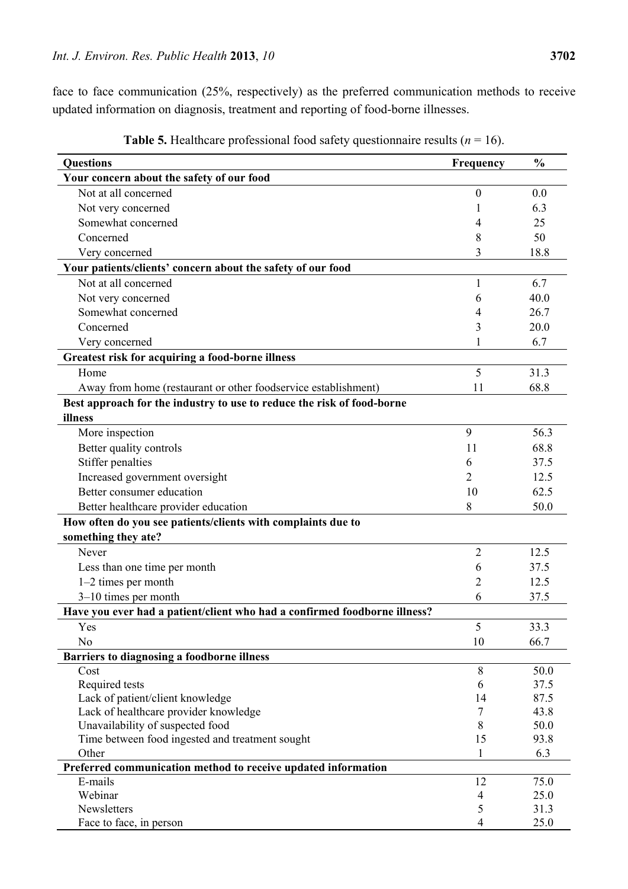face to face communication (25%, respectively) as the preferred communication methods to receive updated information on diagnosis, treatment and reporting of food-borne illnesses.

**Table 5.** Healthcare professional food safety questionnaire results ($n$ = 16).

| Questions | Frequency | % |
|---|---|---|
| **Your concern about the safety of our food** | | |
| Not at all concerned | 0 | 0.0 |
| Not very concerned | 1 | 6.3 |
| Somewhat concerned | 4 | 25 |
| Concerned | 8 | 50 |
| Very concerned | 3 | 18.8 |
| **Your patients/clients' concern about the safety of our food** | | |
| Not at all concerned | 1 | 6.7 |
| Not very concerned | 6 | 40.0 |
| Somewhat concerned | 4 | 26.7 |
| Concerned | 3 | 20.0 |
| Very concerned | 1 | 6.7 |
| **Greatest risk for acquiring a food-borne illness** | | |
| Home | 5 | 31.3 |
| Away from home (restaurant or other foodservice establishment) | 11 | 68.8 |
| **Best approach for the industry to use to reduce the risk of food-borne illness** | | |
| More inspection | 9 | 56.3 |
| Better quality controls | 11 | 68.8 |
| Stiffer penalties | 6 | 37.5 |
| Increased government oversight | 2 | 12.5 |
| Better consumer education | 10 | 62.5 |
| Better healthcare provider education | 8 | 50.0 |
| **How often do you see patients/clients with complaints due to something they ate?** | | |
| Never | 2 | 12.5 |
| Less than one time per month | 6 | 37.5 |
| 1–2 times per month | 2 | 12.5 |
| 3–10 times per month | 6 | 37.5 |
| **Have you ever had a patient/client who had a confirmed foodborne illness?** | | |
| Yes | 5 | 33.3 |
| No | 10 | 66.7 |
| **Barriers to diagnosing a foodborne illness** | | |
| Cost | 8 | 50.0 |
| Required tests | 6 | 37.5 |
| Lack of patient/client knowledge | 14 | 87.5 |
| Lack of healthcare provider knowledge | 7 | 43.8 |
| Unavailability of suspected food | 8 | 50.0 |
| Time between food ingested and treatment sought | 15 | 93.8 |
| Other | 1 | 6.3 |
| **Preferred communication method to receive updated information** | | |
| E-mails | 12 | 75.0 |
| Webinar | 4 | 25.0 |
| Newsletters | 5 | 31.3 |
| Face to face, in person | 4 | 25.0 |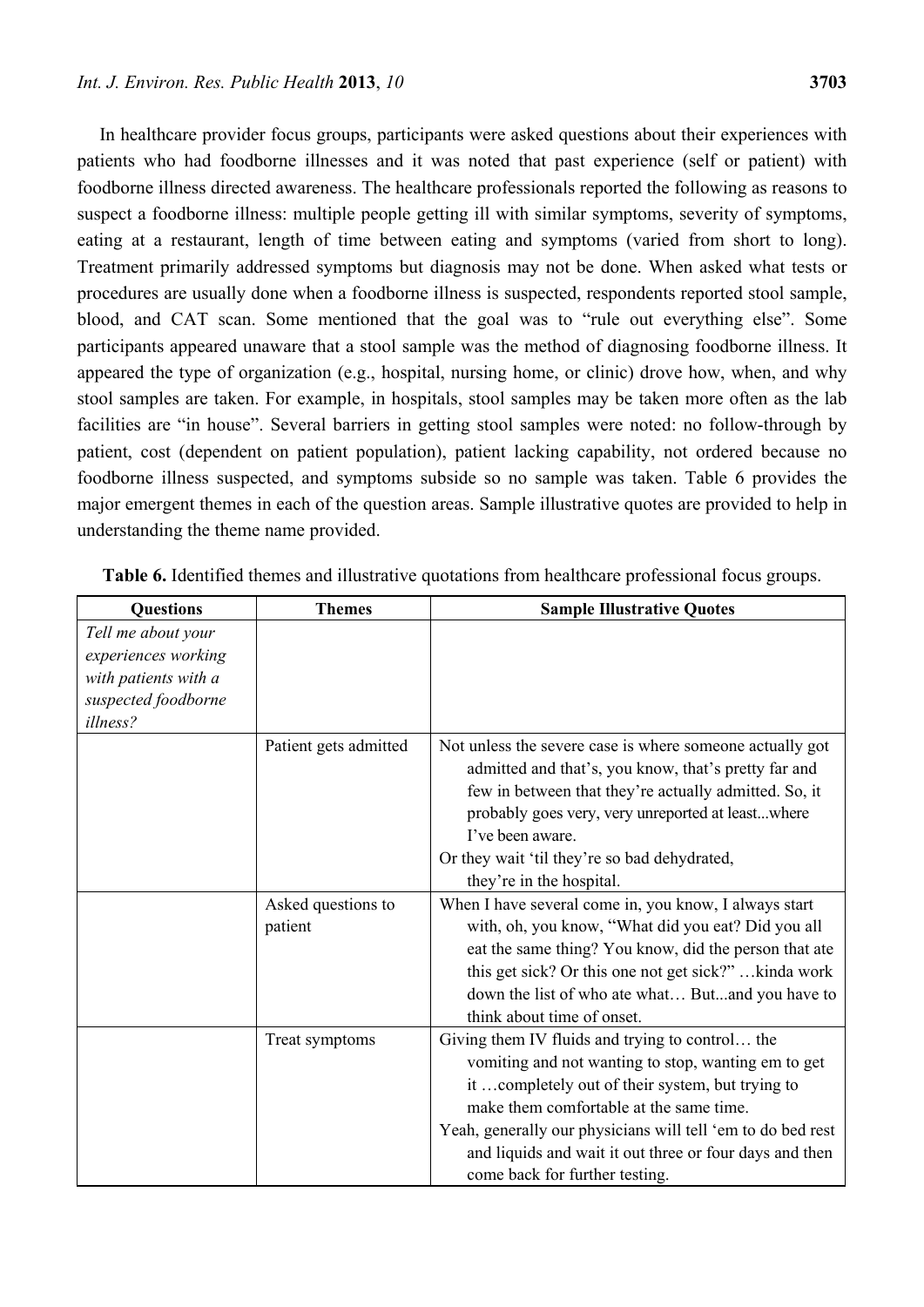In healthcare provider focus groups, participants were asked questions about their experiences with patients who had foodborne illnesses and it was noted that past experience (self or patient) with foodborne illness directed awareness. The healthcare professionals reported the following as reasons to suspect a foodborne illness: multiple people getting ill with similar symptoms, severity of symptoms, eating at a restaurant, length of time between eating and symptoms (varied from short to long). Treatment primarily addressed symptoms but diagnosis may not be done. When asked what tests or procedures are usually done when a foodborne illness is suspected, respondents reported stool sample, blood, and CAT scan. Some mentioned that the goal was to "rule out everything else". Some participants appeared unaware that a stool sample was the method of diagnosing foodborne illness. It appeared the type of organization (e.g., hospital, nursing home, or clinic) drove how, when, and why stool samples are taken. For example, in hospitals, stool samples may be taken more often as the lab facilities are "in house". Several barriers in getting stool samples were noted: no follow-through by patient, cost (dependent on patient population), patient lacking capability, not ordered because no foodborne illness suspected, and symptoms subside so no sample was taken. Table 6 provides the major emergent themes in each of the question areas. Sample illustrative quotes are provided to help in understanding the theme name provided.

**Table 6.** Identified themes and illustrative quotations from healthcare professional focus groups.

| Questions | Themes | Sample Illustrative Quotes |
| --- | --- | --- |
| *Tell me about your experiences working with patients with a suspected foodborne illness?* | | |
| | Patient gets admitted | Not unless the severe case is where someone actually got admitted and that's, you know, that's pretty far and few in between that they're actually admitted. So, it probably goes very, very unreported at least...where I've been aware.<br>Or they wait 'til they're so bad dehydrated, they're in the hospital. |
| | Asked questions to patient | When I have several come in, you know, I always start with, oh, you know, "What did you eat? Did you all eat the same thing? You know, did the person that ate this get sick? Or this one not get sick?" …kinda work down the list of who ate what… But...and you have to think about time of onset. |
| | Treat symptoms | Giving them IV fluids and trying to control… the vomiting and not wanting to stop, wanting em to get it …completely out of their system, but trying to make them comfortable at the same time.<br>Yeah, generally our physicians will tell 'em to do bed rest and liquids and wait it out three or four days and then come back for further testing. |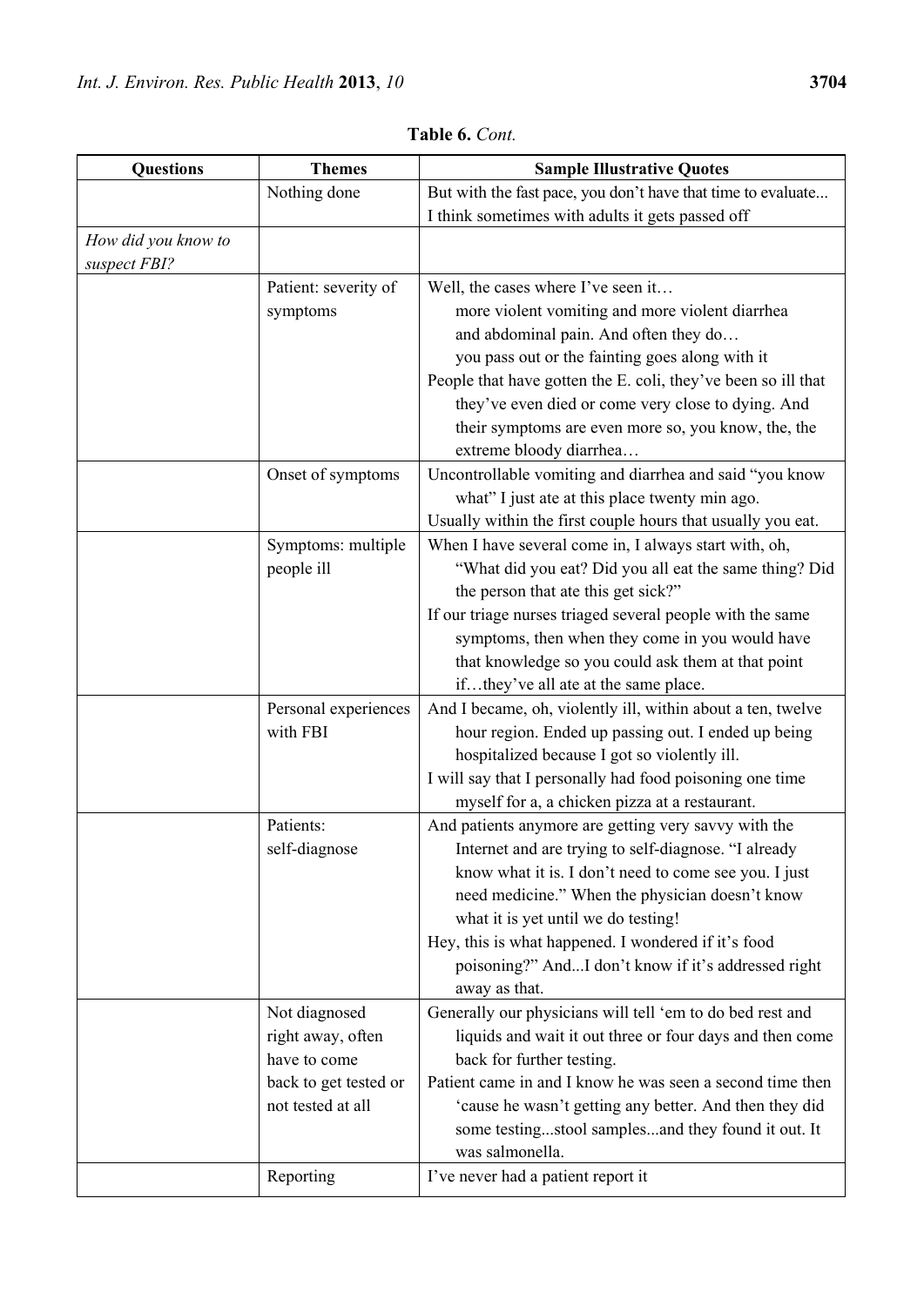**Table 6.** *Cont.*

| Questions | Themes | Sample Illustrative Quotes |
|---|---|---|
| | Nothing done | But with the fast pace, you don't have that time to evaluate... I think sometimes with adults it gets passed off |
| *How did you know to suspect FBI?* | | |
| | Patient: severity of symptoms | Well, the cases where I've seen it… more violent vomiting and more violent diarrhea and abdominal pain. And often they do… you pass out or the fainting goes along with it<br>People that have gotten the E. coli, they've been so ill that they've even died or come very close to dying. And their symptoms are even more so, you know, the, the extreme bloody diarrhea… |
| | Onset of symptoms | Uncontrollable vomiting and diarrhea and said "you know what" I just ate at this place twenty min ago.<br>Usually within the first couple hours that usually you eat. |
| | Symptoms: multiple people ill | When I have several come in, I always start with, oh, "What did you eat? Did you all eat the same thing? Did the person that ate this get sick?"<br>If our triage nurses triaged several people with the same symptoms, then when they come in you would have that knowledge so you could ask them at that point if…they've all ate at the same place. |
| | Personal experiences with FBI | And I became, oh, violently ill, within about a ten, twelve hour region. Ended up passing out. I ended up being hospitalized because I got so violently ill.<br>I will say that I personally had food poisoning one time myself for a, a chicken pizza at a restaurant. |
| | Patients: self-diagnose | And patients anymore are getting very savvy with the Internet and are trying to self-diagnose. "I already know what it is. I don't need to come see you. I just need medicine." When the physician doesn't know what it is yet until we do testing!<br>Hey, this is what happened. I wondered if it's food poisoning?" And...I don't know if it's addressed right away as that. |
| | Not diagnosed right away, often have to come back to get tested or not tested at all | Generally our physicians will tell 'em to do bed rest and liquids and wait it out three or four days and then come back for further testing.<br>Patient came in and I know he was seen a second time then 'cause he wasn't getting any better. And then they did some testing...stool samples...and they found it out. It was salmonella. |
| | Reporting | I've never had a patient report it |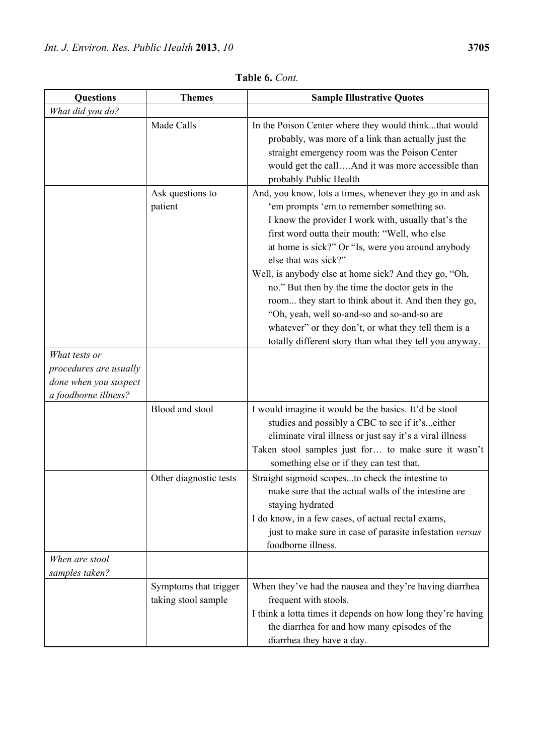**Table 6.** *Cont.*

| Questions | Themes | Sample Illustrative Quotes |
|---|---|---|
| *What did you do?* | | |
| | Made Calls | In the Poison Center where they would think...that would probably, was more of a link than actually just the straight emergency room was the Poison Center would get the call….And it was more accessible than probably Public Health |
| | Ask questions to patient | And, you know, lots a times, whenever they go in and ask 'em prompts 'em to remember something so. I know the provider I work with, usually that's the first word outta their mouth: "Well, who else at home is sick?" Or "Is, were you around anybody else that was sick?" <br> Well, is anybody else at home sick? And they go, "Oh, no." But then by the time the doctor gets in the room... they start to think about it. And then they go, "Oh, yeah, well so-and-so and so-and-so are whatever" or they don't, or what they tell them is a totally different story than what they tell you anyway. |
| *What tests or procedures are usually done when you suspect a foodborne illness?* | | |
| | Blood and stool | I would imagine it would be the basics. It'd be stool studies and possibly a CBC to see if it's...either eliminate viral illness or just say it's a viral illness <br> Taken stool samples just for… to make sure it wasn't something else or if they can test that. |
| | Other diagnostic tests | Straight sigmoid scopes...to check the intestine to make sure that the actual walls of the intestine are staying hydrated <br> I do know, in a few cases, of actual rectal exams, just to make sure in case of parasite infestation *versus* foodborne illness. |
| *When are stool samples taken?* | | |
| | Symptoms that trigger taking stool sample | When they've had the nausea and they're having diarrhea frequent with stools. <br> I think a lotta times it depends on how long they're having the diarrhea for and how many episodes of the diarrhea they have a day. |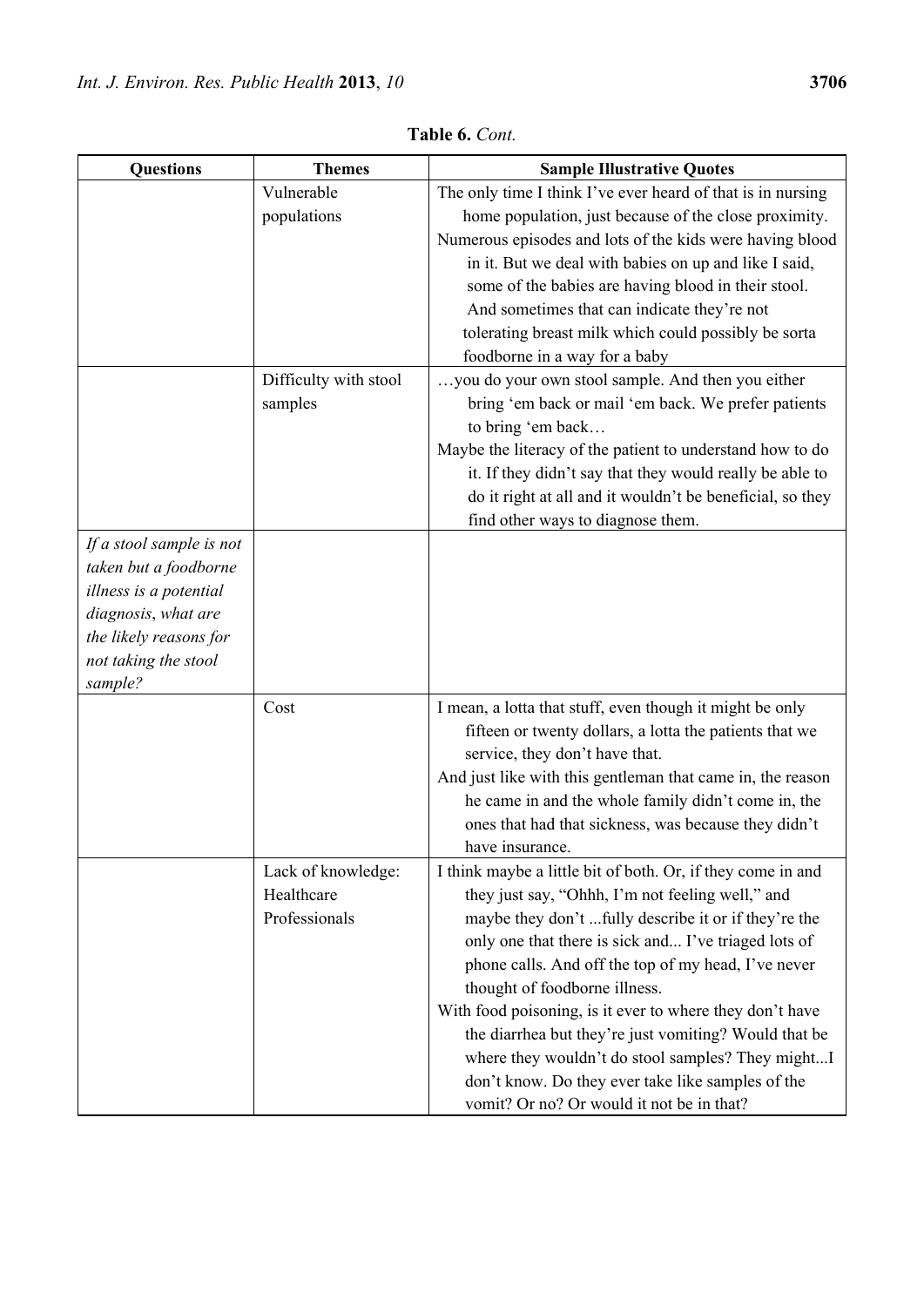**Table 6.** *Cont.*

| Questions | Themes | Sample Illustrative Quotes |
| --- | --- | --- |
| | Vulnerable populations | The only time I think I've ever heard of that is in nursing home population, just because of the close proximity. Numerous episodes and lots of the kids were having blood in it. But we deal with babies on up and like I said, some of the babies are having blood in their stool. And sometimes that can indicate they're not tolerating breast milk which could possibly be sorta foodborne in a way for a baby |
| | Difficulty with stool samples | …you do your own stool sample. And then you either bring 'em back or mail 'em back. We prefer patients to bring 'em back… Maybe the literacy of the patient to understand how to do it. If they didn't say that they would really be able to do it right at all and it wouldn't be beneficial, so they find other ways to diagnose them. |
| *If a stool sample is not taken but a foodborne illness is a potential diagnosis, what are the likely reasons for not taking the stool sample?* | | |
| | Cost | I mean, a lotta that stuff, even though it might be only fifteen or twenty dollars, a lotta the patients that we service, they don't have that. And just like with this gentleman that came in, the reason he came in and the whole family didn't come in, the ones that had that sickness, was because they didn't have insurance. |
| | Lack of knowledge: Healthcare Professionals | I think maybe a little bit of both. Or, if they come in and they just say, "Ohhh, I'm not feeling well," and maybe they don't ...fully describe it or if they're the only one that there is sick and... I've triaged lots of phone calls. And off the top of my head, I've never thought of foodborne illness. With food poisoning, is it ever to where they don't have the diarrhea but they're just vomiting? Would that be where they wouldn't do stool samples? They might...I don't know. Do they ever take like samples of the vomit? Or no? Or would it not be in that? |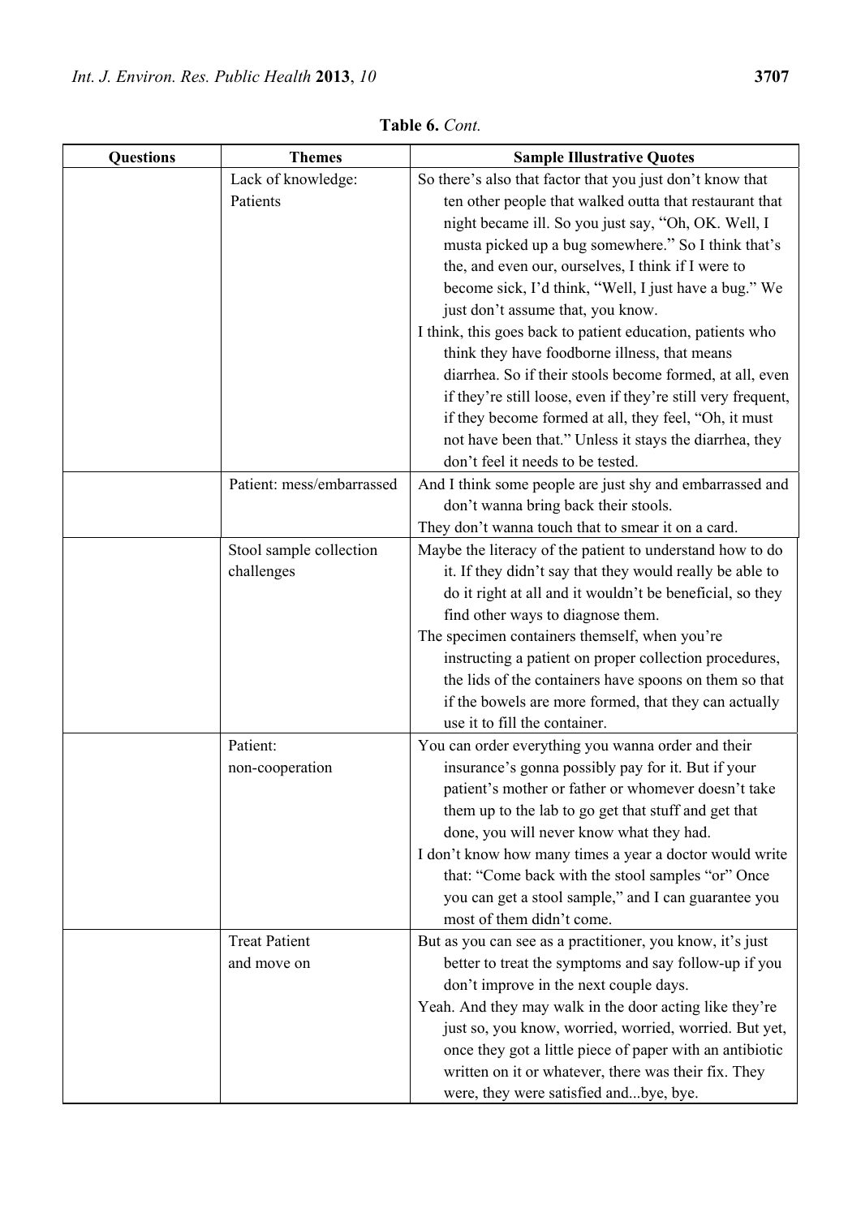**Table 6.** *Cont.*

| Questions | Themes | Sample Illustrative Quotes |
|---|---|---|
| | Lack of knowledge: Patients | So there's also that factor that you just don't know that ten other people that walked outta that restaurant that night became ill. So you just say, "Oh, OK. Well, I musta picked up a bug somewhere." So I think that's the, and even our, ourselves, I think if I were to become sick, I'd think, "Well, I just have a bug." We just don't assume that, you know.<br>I think, this goes back to patient education, patients who think they have foodborne illness, that means diarrhea. So if their stools become formed, at all, even if they're still loose, even if they're still very frequent, if they become formed at all, they feel, "Oh, it must not have been that." Unless it stays the diarrhea, they don't feel it needs to be tested. |
| | Patient: mess/embarrassed | And I think some people are just shy and embarrassed and don't wanna bring back their stools.<br>They don't wanna touch that to smear it on a card. |
| | Stool sample collection challenges | Maybe the literacy of the patient to understand how to do it. If they didn't say that they would really be able to do it right at all and it wouldn't be beneficial, so they find other ways to diagnose them.<br>The specimen containers themself, when you're instructing a patient on proper collection procedures, the lids of the containers have spoons on them so that if the bowels are more formed, that they can actually use it to fill the container. |
| | Patient: non-cooperation | You can order everything you wanna order and their insurance's gonna possibly pay for it. But if your patient's mother or father or whomever doesn't take them up to the lab to go get that stuff and get that done, you will never know what they had.<br>I don't know how many times a year a doctor would write that: "Come back with the stool samples "or" Once you can get a stool sample," and I can guarantee you most of them didn't come. |
| | Treat Patient and move on | But as you can see as a practitioner, you know, it's just better to treat the symptoms and say follow-up if you don't improve in the next couple days.<br>Yeah. And they may walk in the door acting like they're just so, you know, worried, worried, worried. But yet, once they got a little piece of paper with an antibiotic written on it or whatever, there was their fix. They were, they were satisfied and...bye, bye. |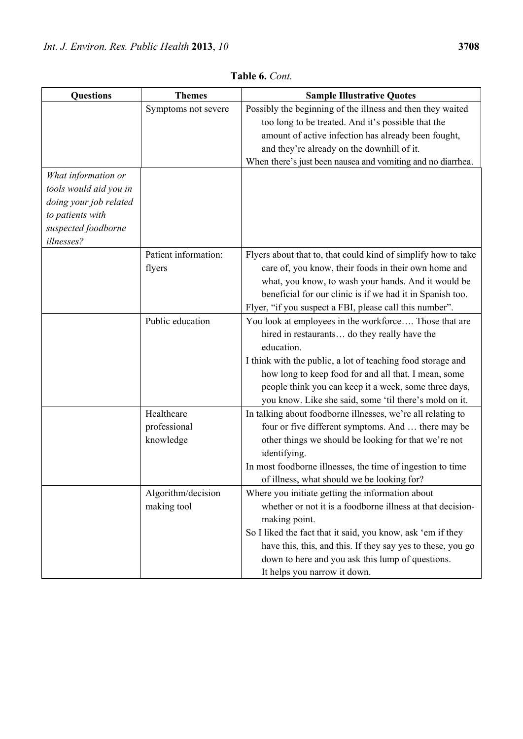**Table 6.** *Cont.*

| Questions | Themes | Sample Illustrative Quotes |
|---|---|---|
| | Symptoms not severe | Possibly the beginning of the illness and then they waited too long to be treated. And it's possible that the amount of active infection has already been fought, and they're already on the downhill of it.<br>When there's just been nausea and vomiting and no diarrhea. |
| *What information or tools would aid you in doing your job related to patients with suspected foodborne illnesses?* | | |
| | Patient information: flyers | Flyers about that to, that could kind of simplify how to take care of, you know, their foods in their own home and what, you know, to wash your hands. And it would be beneficial for our clinic is if we had it in Spanish too.<br>Flyer, "if you suspect a FBI, please call this number". |
| | Public education | You look at employees in the workforce…. Those that are hired in restaurants… do they really have the education.<br>I think with the public, a lot of teaching food storage and how long to keep food for and all that. I mean, some people think you can keep it a week, some three days, you know. Like she said, some 'til there's mold on it. |
| | Healthcare professional knowledge | In talking about foodborne illnesses, we're all relating to four or five different symptoms. And … there may be other things we should be looking for that we're not identifying.<br>In most foodborne illnesses, the time of ingestion to time of illness, what should we be looking for? |
| | Algorithm/decision making tool | Where you initiate getting the information about whether or not it is a foodborne illness at that decision-making point.<br>So I liked the fact that it said, you know, ask 'em if they have this, this, and this. If they say yes to these, you go down to here and you ask this lump of questions. It helps you narrow it down. |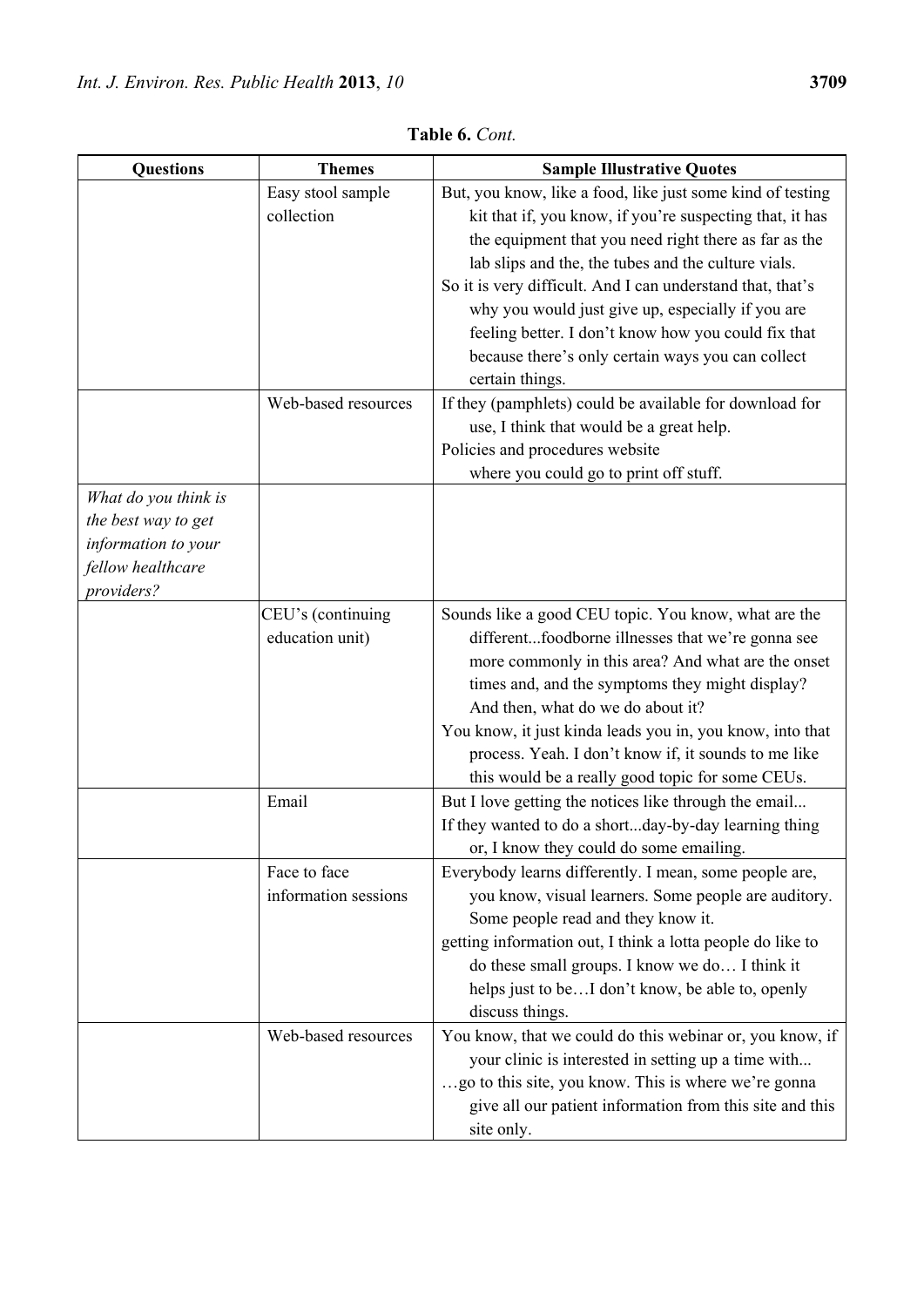**Table 6.** *Cont.*

| Questions | Themes | Sample Illustrative Quotes |
| --- | --- | --- |
| | Easy stool sample collection | But, you know, like a food, like just some kind of testing kit that if, you know, if you're suspecting that, it has the equipment that you need right there as far as the lab slips and the, the tubes and the culture vials.<br>So it is very difficult. And I can understand that, that's why you would just give up, especially if you are feeling better. I don't know how you could fix that because there's only certain ways you can collect certain things. |
| | Web-based resources | If they (pamphlets) could be available for download for use, I think that would be a great help.<br>Policies and procedures website where you could go to print off stuff. |
| *What do you think is the best way to get information to your fellow healthcare providers?* | | |
| | CEU's (continuing education unit) | Sounds like a good CEU topic. You know, what are the different...foodborne illnesses that we're gonna see more commonly in this area? And what are the onset times and, and the symptoms they might display? And then, what do we do about it?<br>You know, it just kinda leads you in, you know, into that process. Yeah. I don't know if, it sounds to me like this would be a really good topic for some CEUs. |
| | Email | But I love getting the notices like through the email...<br>If they wanted to do a short...day-by-day learning thing or, I know they could do some emailing. |
| | Face to face information sessions | Everybody learns differently. I mean, some people are, you know, visual learners. Some people are auditory. Some people read and they know it.<br>getting information out, I think a lotta people do like to do these small groups. I know we do… I think it helps just to be…I don't know, be able to, openly discuss things. |
| | Web-based resources | You know, that we could do this webinar or, you know, if your clinic is interested in setting up a time with...<br>…go to this site, you know. This is where we're gonna give all our patient information from this site and this site only. |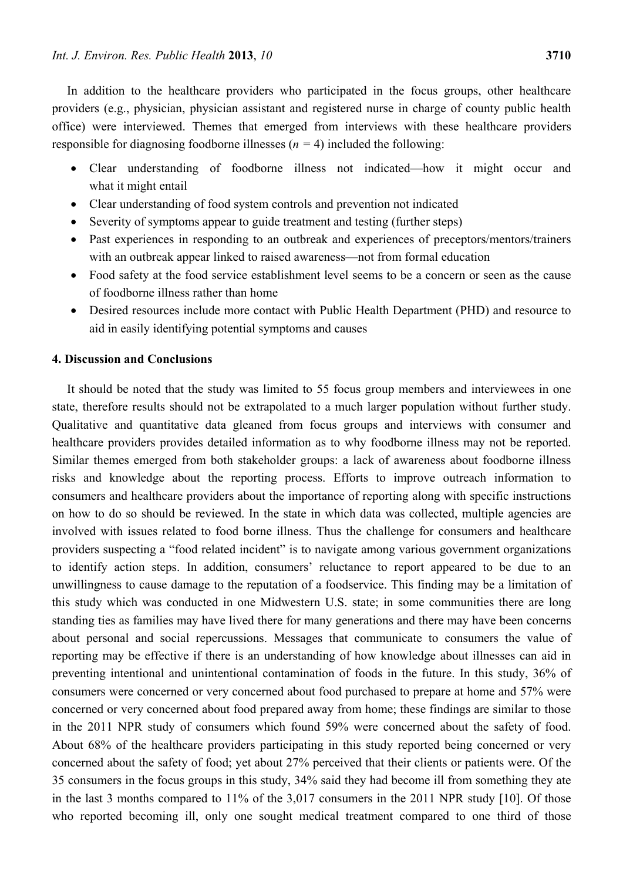In addition to the healthcare providers who participated in the focus groups, other healthcare providers (e.g., physician, physician assistant and registered nurse in charge of county public health office) were interviewed. Themes that emerged from interviews with these healthcare providers responsible for diagnosing foodborne illnesses ($n$ = 4) included the following:

- Clear understanding of foodborne illness not indicated—how it might occur and what it might entail
- Clear understanding of food system controls and prevention not indicated
- Severity of symptoms appear to guide treatment and testing (further steps)
- Past experiences in responding to an outbreak and experiences of preceptors/mentors/trainers with an outbreak appear linked to raised awareness—not from formal education
- Food safety at the food service establishment level seems to be a concern or seen as the cause of foodborne illness rather than home
- Desired resources include more contact with Public Health Department (PHD) and resource to aid in easily identifying potential symptoms and causes

## 4. Discussion and Conclusions

It should be noted that the study was limited to 55 focus group members and interviewees in one state, therefore results should not be extrapolated to a much larger population without further study. Qualitative and quantitative data gleaned from focus groups and interviews with consumer and healthcare providers provides detailed information as to why foodborne illness may not be reported. Similar themes emerged from both stakeholder groups: a lack of awareness about foodborne illness risks and knowledge about the reporting process. Efforts to improve outreach information to consumers and healthcare providers about the importance of reporting along with specific instructions on how to do so should be reviewed. In the state in which data was collected, multiple agencies are involved with issues related to food borne illness. Thus the challenge for consumers and healthcare providers suspecting a "food related incident" is to navigate among various government organizations to identify action steps. In addition, consumers' reluctance to report appeared to be due to an unwillingness to cause damage to the reputation of a foodservice. This finding may be a limitation of this study which was conducted in one Midwestern U.S. state; in some communities there are long standing ties as families may have lived there for many generations and there may have been concerns about personal and social repercussions. Messages that communicate to consumers the value of reporting may be effective if there is an understanding of how knowledge about illnesses can aid in preventing intentional and unintentional contamination of foods in the future. In this study, 36% of consumers were concerned or very concerned about food purchased to prepare at home and 57% were concerned or very concerned about food prepared away from home; these findings are similar to those in the 2011 NPR study of consumers which found 59% were concerned about the safety of food. About 68% of the healthcare providers participating in this study reported being concerned or very concerned about the safety of food; yet about 27% perceived that their clients or patients were. Of the 35 consumers in the focus groups in this study, 34% said they had become ill from something they ate in the last 3 months compared to 11% of the 3,017 consumers in the 2011 NPR study [10]. Of those who reported becoming ill, only one sought medical treatment compared to one third of those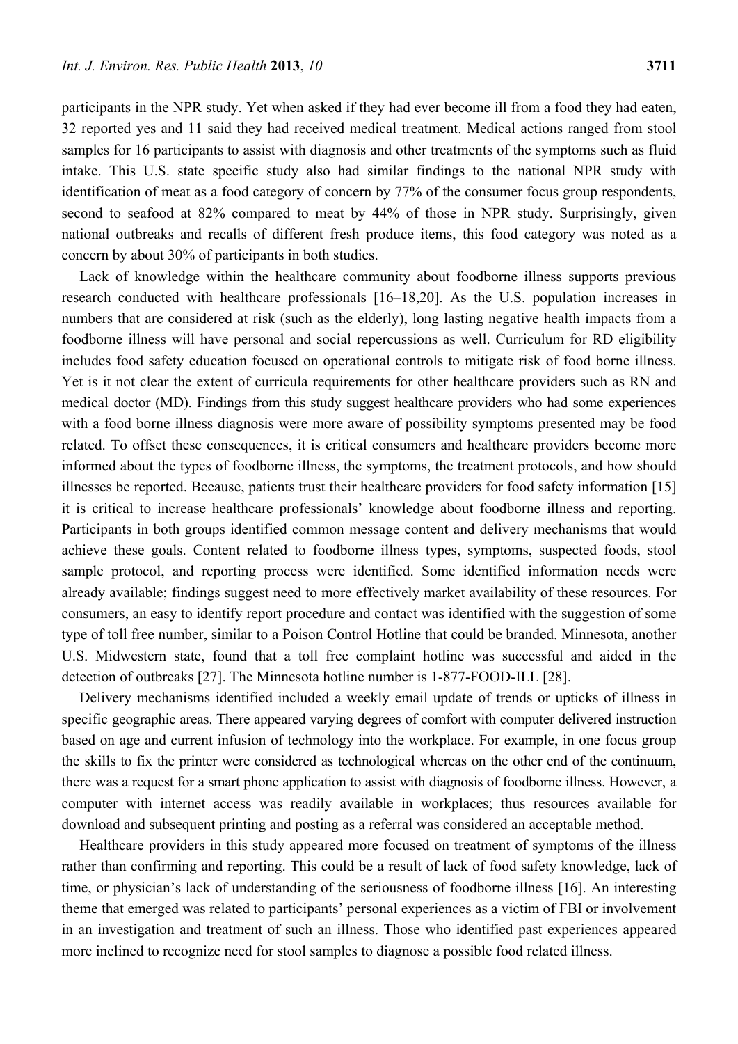participants in the NPR study. Yet when asked if they had ever become ill from a food they had eaten, 32 reported yes and 11 said they had received medical treatment. Medical actions ranged from stool samples for 16 participants to assist with diagnosis and other treatments of the symptoms such as fluid intake. This U.S. state specific study also had similar findings to the national NPR study with identification of meat as a food category of concern by 77% of the consumer focus group respondents, second to seafood at 82% compared to meat by 44% of those in NPR study. Surprisingly, given national outbreaks and recalls of different fresh produce items, this food category was noted as a concern by about 30% of participants in both studies.

Lack of knowledge within the healthcare community about foodborne illness supports previous research conducted with healthcare professionals [16–18,20]. As the U.S. population increases in numbers that are considered at risk (such as the elderly), long lasting negative health impacts from a foodborne illness will have personal and social repercussions as well. Curriculum for RD eligibility includes food safety education focused on operational controls to mitigate risk of food borne illness. Yet is it not clear the extent of curricula requirements for other healthcare providers such as RN and medical doctor (MD). Findings from this study suggest healthcare providers who had some experiences with a food borne illness diagnosis were more aware of possibility symptoms presented may be food related. To offset these consequences, it is critical consumers and healthcare providers become more informed about the types of foodborne illness, the symptoms, the treatment protocols, and how should illnesses be reported. Because, patients trust their healthcare providers for food safety information [15] it is critical to increase healthcare professionals' knowledge about foodborne illness and reporting. Participants in both groups identified common message content and delivery mechanisms that would achieve these goals. Content related to foodborne illness types, symptoms, suspected foods, stool sample protocol, and reporting process were identified. Some identified information needs were already available; findings suggest need to more effectively market availability of these resources. For consumers, an easy to identify report procedure and contact was identified with the suggestion of some type of toll free number, similar to a Poison Control Hotline that could be branded. Minnesota, another U.S. Midwestern state, found that a toll free complaint hotline was successful and aided in the detection of outbreaks [27]. The Minnesota hotline number is 1-877-FOOD-ILL [28].

Delivery mechanisms identified included a weekly email update of trends or upticks of illness in specific geographic areas. There appeared varying degrees of comfort with computer delivered instruction based on age and current infusion of technology into the workplace. For example, in one focus group the skills to fix the printer were considered as technological whereas on the other end of the continuum, there was a request for a smart phone application to assist with diagnosis of foodborne illness. However, a computer with internet access was readily available in workplaces; thus resources available for download and subsequent printing and posting as a referral was considered an acceptable method.

Healthcare providers in this study appeared more focused on treatment of symptoms of the illness rather than confirming and reporting. This could be a result of lack of food safety knowledge, lack of time, or physician's lack of understanding of the seriousness of foodborne illness [16]. An interesting theme that emerged was related to participants' personal experiences as a victim of FBI or involvement in an investigation and treatment of such an illness. Those who identified past experiences appeared more inclined to recognize need for stool samples to diagnose a possible food related illness.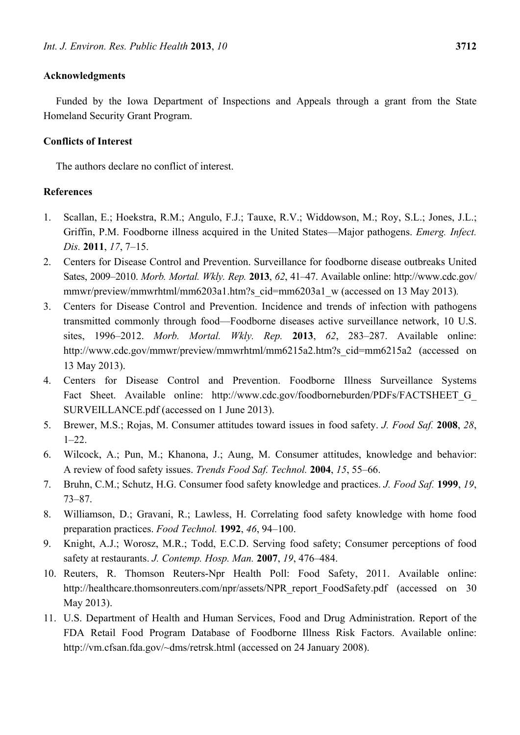## Acknowledgments

Funded by the Iowa Department of Inspections and Appeals through a grant from the State Homeland Security Grant Program.

## Conflicts of Interest

The authors declare no conflict of interest.

## References

1. Scallan, E.; Hoekstra, R.M.; Angulo, F.J.; Tauxe, R.V.; Widdowson, M.; Roy, S.L.; Jones, J.L.; Griffin, P.M. Foodborne illness acquired in the United States—Major pathogens. *Emerg. Infect. Dis.* **2011**, *17*, 7–15.
2. Centers for Disease Control and Prevention. Surveillance for foodborne disease outbreaks United Sates, 2009–2010. *Morb. Mortal. Wkly. Rep.* **2013**, *62*, 41–47. Available online: http://www.cdc.gov/mmwr/preview/mmwrhtml/mm6203a1.htm?s_cid=mm6203a1_w (accessed on 13 May 2013).
3. Centers for Disease Control and Prevention. Incidence and trends of infection with pathogens transmitted commonly through food—Foodborne diseases active surveillance network, 10 U.S. sites, 1996–2012. *Morb. Mortal. Wkly. Rep.* **2013**, *62*, 283–287. Available online: http://www.cdc.gov/mmwr/preview/mmwrhtml/mm6215a2.htm?s_cid=mm6215a2 (accessed on 13 May 2013).
4. Centers for Disease Control and Prevention. Foodborne Illness Surveillance Systems Fact Sheet. Available online: http://www.cdc.gov/foodborneburden/PDFs/FACTSHEET_G_SURVEILLANCE.pdf (accessed on 1 June 2013).
5. Brewer, M.S.; Rojas, M. Consumer attitudes toward issues in food safety. *J. Food Saf.* **2008**, *28*, 1–22.
6. Wilcock, A.; Pun, M.; Khanona, J.; Aung, M. Consumer attitudes, knowledge and behavior: A review of food safety issues. *Trends Food Saf. Technol.* **2004**, *15*, 55–66.
7. Bruhn, C.M.; Schutz, H.G. Consumer food safety knowledge and practices. *J. Food Saf.* **1999**, *19*, 73–87.
8. Williamson, D.; Gravani, R.; Lawless, H. Correlating food safety knowledge with home food preparation practices. *Food Technol.* **1992**, *46*, 94–100.
9. Knight, A.J.; Worosz, M.R.; Todd, E.C.D. Serving food safety; Consumer perceptions of food safety at restaurants. *J. Contemp. Hosp. Man.* **2007**, *19*, 476–484.
10. Reuters, R. Thomson Reuters-Npr Health Poll: Food Safety, 2011. Available online: http://healthcare.thomsonreuters.com/npr/assets/NPR_report_FoodSafety.pdf (accessed on 30 May 2013).
11. U.S. Department of Health and Human Services, Food and Drug Administration. Report of the FDA Retail Food Program Database of Foodborne Illness Risk Factors. Available online: http://vm.cfsan.fda.gov/~dms/retrsk.html (accessed on 24 January 2008).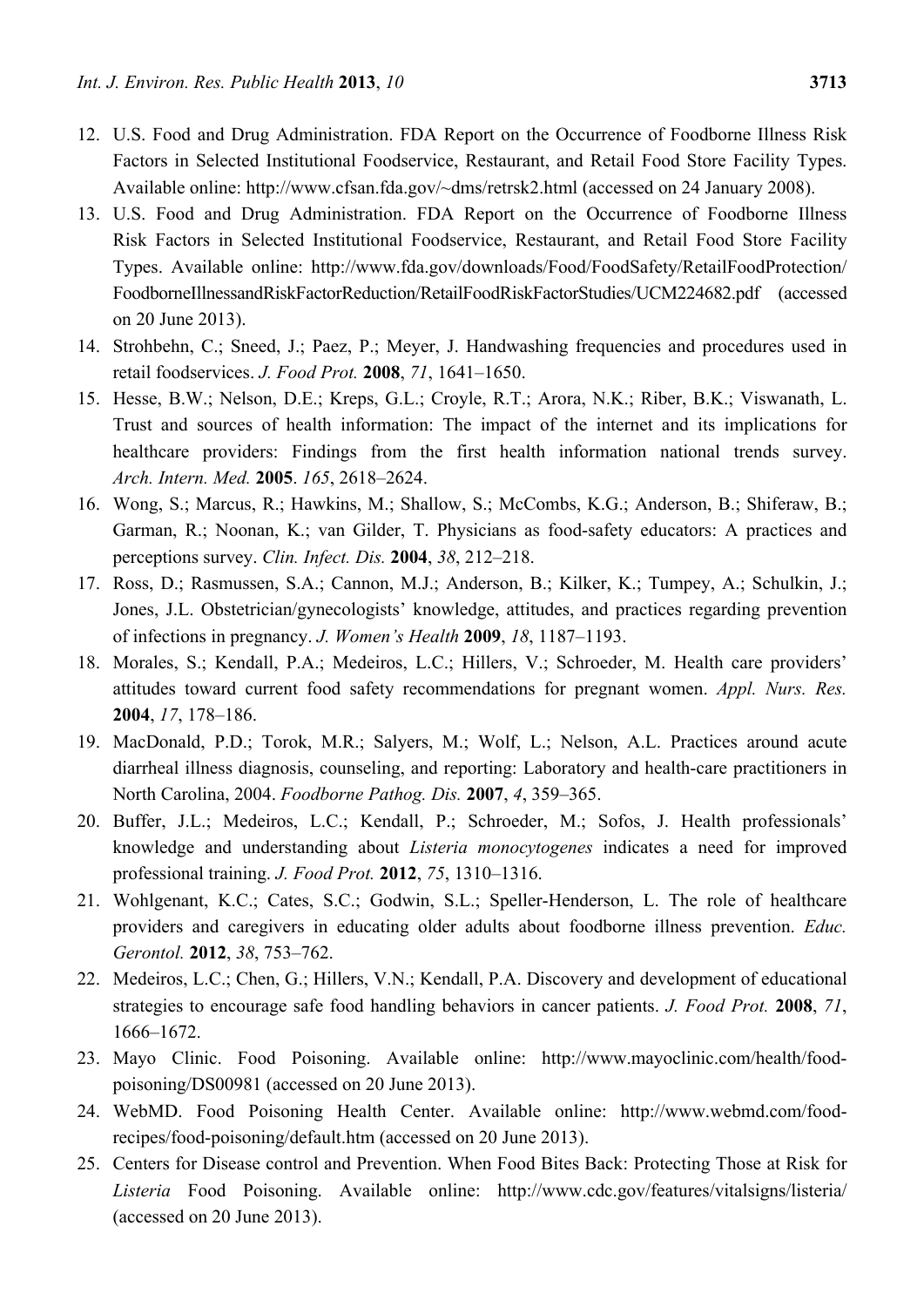12. U.S. Food and Drug Administration. FDA Report on the Occurrence of Foodborne Illness Risk Factors in Selected Institutional Foodservice, Restaurant, and Retail Food Store Facility Types. Available online: http://www.cfsan.fda.gov/~dms/retrsk2.html (accessed on 24 January 2008).
13. U.S. Food and Drug Administration. FDA Report on the Occurrence of Foodborne Illness Risk Factors in Selected Institutional Foodservice, Restaurant, and Retail Food Store Facility Types. Available online: http://www.fda.gov/downloads/Food/FoodSafety/RetailFoodProtection/FoodborneIllnessandRiskFactorReduction/RetailFoodRiskFactorStudies/UCM224682.pdf (accessed on 20 June 2013).
14. Strohbehn, C.; Sneed, J.; Paez, P.; Meyer, J. Handwashing frequencies and procedures used in retail foodservices. *J. Food Prot.* **2008**, *71*, 1641–1650.
15. Hesse, B.W.; Nelson, D.E.; Kreps, G.L.; Croyle, R.T.; Arora, N.K.; Riber, B.K.; Viswanath, L. Trust and sources of health information: The impact of the internet and its implications for healthcare providers: Findings from the first health information national trends survey. *Arch. Intern. Med.* **2005**. *165*, 2618–2624.
16. Wong, S.; Marcus, R.; Hawkins, M.; Shallow, S.; McCombs, K.G.; Anderson, B.; Shiferaw, B.; Garman, R.; Noonan, K.; van Gilder, T. Physicians as food-safety educators: A practices and perceptions survey. *Clin. Infect. Dis.* **2004**, *38*, 212–218.
17. Ross, D.; Rasmussen, S.A.; Cannon, M.J.; Anderson, B.; Kilker, K.; Tumpey, A.; Schulkin, J.; Jones, J.L. Obstetrician/gynecologists' knowledge, attitudes, and practices regarding prevention of infections in pregnancy. *J. Women's Health* **2009**, *18*, 1187–1193.
18. Morales, S.; Kendall, P.A.; Medeiros, L.C.; Hillers, V.; Schroeder, M. Health care providers' attitudes toward current food safety recommendations for pregnant women. *Appl. Nurs. Res.* **2004**, *17*, 178–186.
19. MacDonald, P.D.; Torok, M.R.; Salyers, M.; Wolf, L.; Nelson, A.L. Practices around acute diarrheal illness diagnosis, counseling, and reporting: Laboratory and health-care practitioners in North Carolina, 2004. *Foodborne Pathog. Dis.* **2007**, *4*, 359–365.
20. Buffer, J.L.; Medeiros, L.C.; Kendall, P.; Schroeder, M.; Sofos, J. Health professionals' knowledge and understanding about *Listeria monocytogenes* indicates a need for improved professional training. *J. Food Prot.* **2012**, *75*, 1310–1316.
21. Wohlgenant, K.C.; Cates, S.C.; Godwin, S.L.; Speller-Henderson, L. The role of healthcare providers and caregivers in educating older adults about foodborne illness prevention. *Educ. Gerontol.* **2012**, *38*, 753–762.
22. Medeiros, L.C.; Chen, G.; Hillers, V.N.; Kendall, P.A. Discovery and development of educational strategies to encourage safe food handling behaviors in cancer patients. *J. Food Prot.* **2008**, *71*, 1666–1672.
23. Mayo Clinic. Food Poisoning. Available online: http://www.mayoclinic.com/health/food-poisoning/DS00981 (accessed on 20 June 2013).
24. WebMD. Food Poisoning Health Center. Available online: http://www.webmd.com/food-recipes/food-poisoning/default.htm (accessed on 20 June 2013).
25. Centers for Disease control and Prevention. When Food Bites Back: Protecting Those at Risk for *Listeria* Food Poisoning. Available online: http://www.cdc.gov/features/vitalsigns/listeria/ (accessed on 20 June 2013).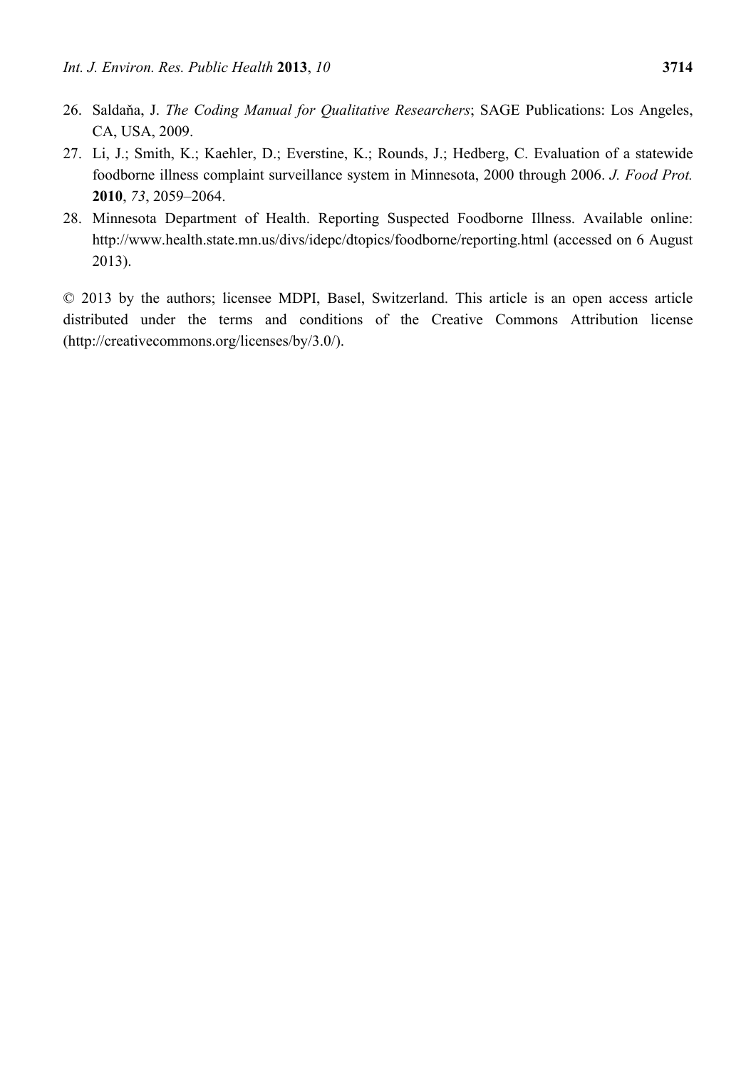26. Saldaňa, J. *The Coding Manual for Qualitative Researchers*; SAGE Publications: Los Angeles, CA, USA, 2009.
27. Li, J.; Smith, K.; Kaehler, D.; Everstine, K.; Rounds, J.; Hedberg, C. Evaluation of a statewide foodborne illness complaint surveillance system in Minnesota, 2000 through 2006. *J. Food Prot.* **2010**, *73*, 2059–2064.
28. Minnesota Department of Health. Reporting Suspected Foodborne Illness. Available online: http://www.health.state.mn.us/divs/idepc/dtopics/foodborne/reporting.html (accessed on 6 August 2013).

© 2013 by the authors; licensee MDPI, Basel, Switzerland. This article is an open access article distributed under the terms and conditions of the Creative Commons Attribution license (http://creativecommons.org/licenses/by/3.0/).